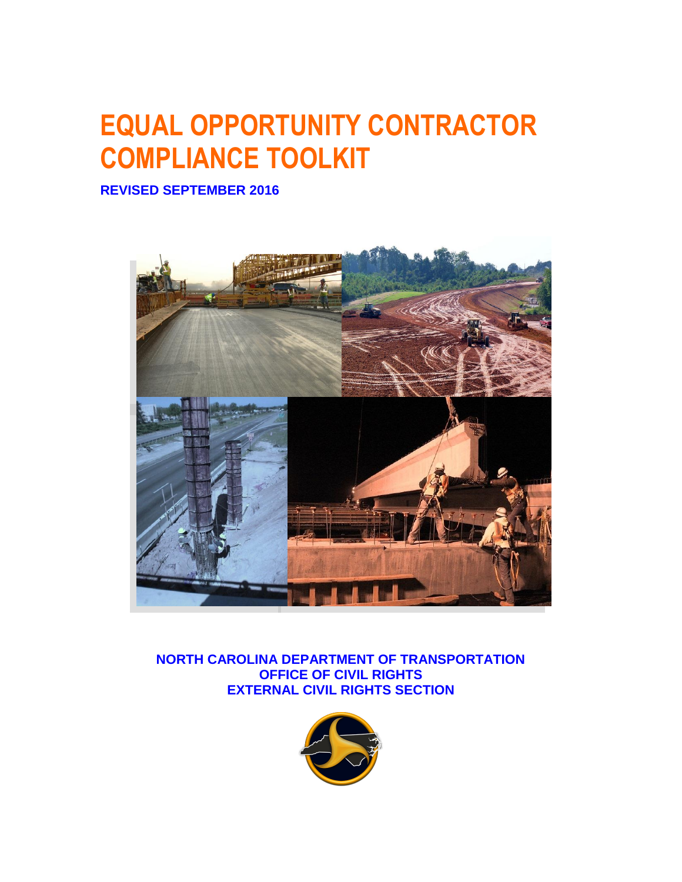# EQUAL OPPORTUNITY CONTRACTOR COMPLIANCE TOOLKIT

**REVISED SEPTEMBER 2016**

**NORTH CAROLINA DEPARTMENT OF TRANSPORTATION**
**OFFICE OF CIVIL RIGHTS**
**EXTERNAL CIVIL RIGHTS SECTION**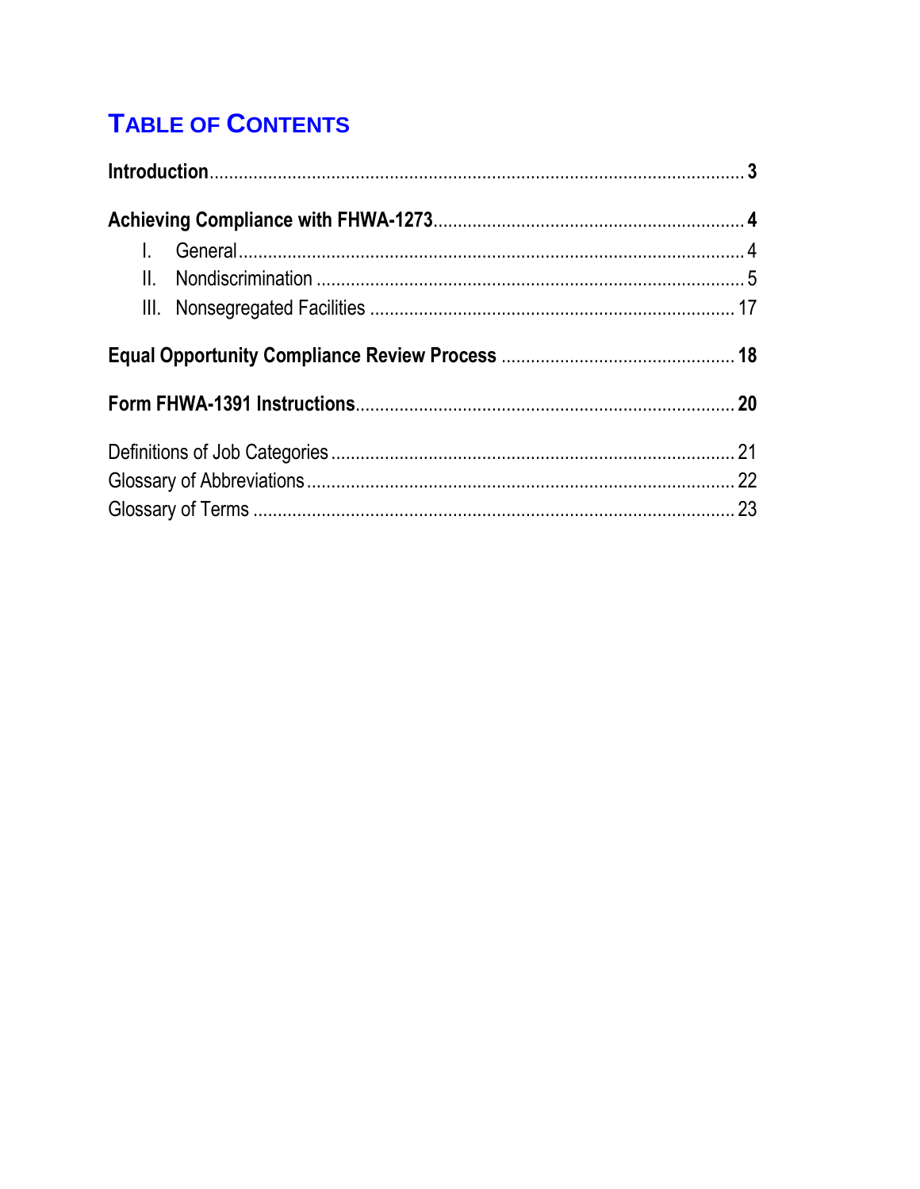# TABLE OF CONTENTS

**Introduction** .......... **3**

**Achieving Compliance with FHWA-1273** .......... **4**

- I. General .......... 4
- II. Nondiscrimination .......... 5
- III. Nonsegregated Facilities .......... 17

**Equal Opportunity Compliance Review Process** .......... **18**

**Form FHWA-1391 Instructions** .......... **20**

Definitions of Job Categories .......... 21
Glossary of Abbreviations .......... 22
Glossary of Terms .......... 23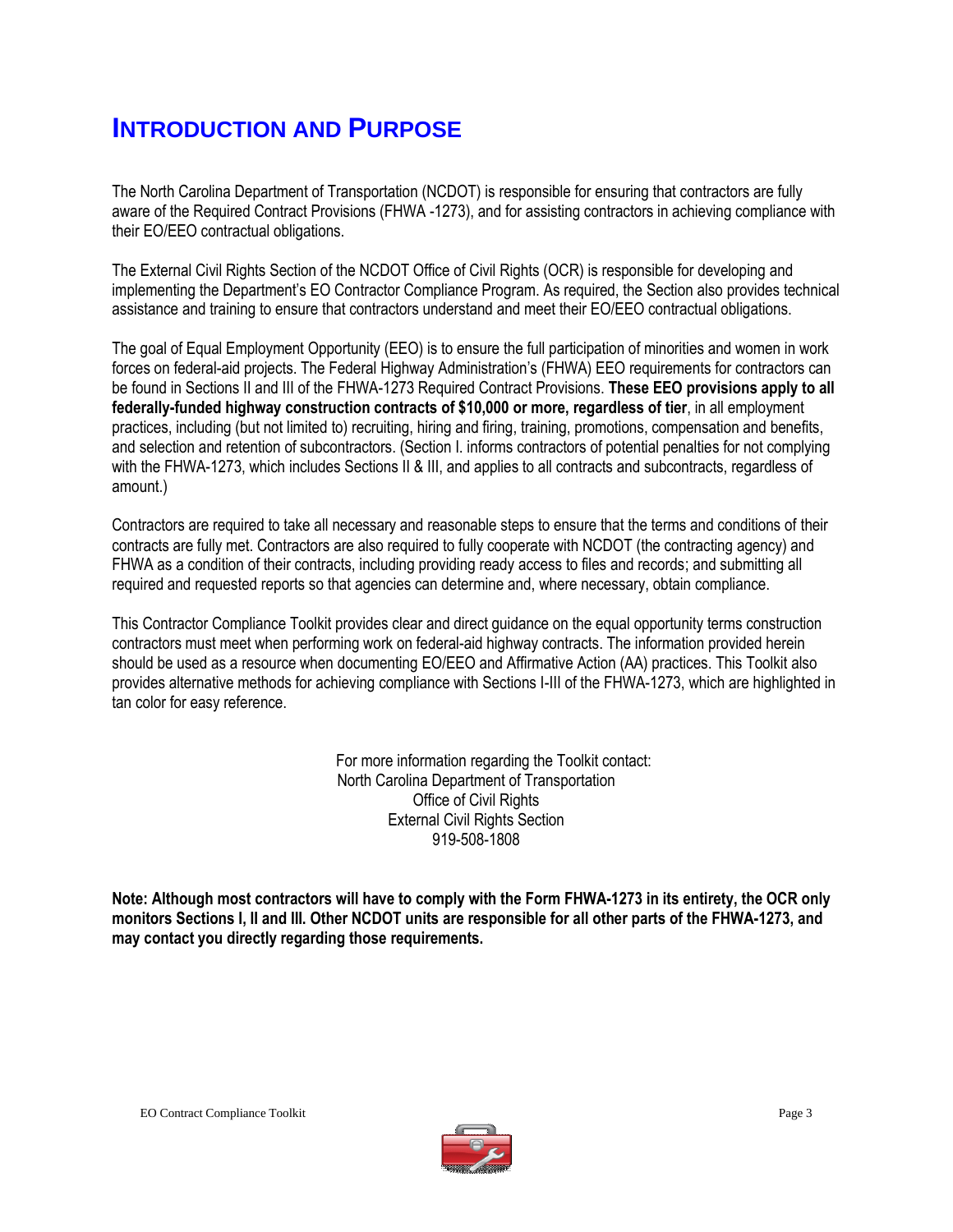# INTRODUCTION AND PURPOSE

The North Carolina Department of Transportation (NCDOT) is responsible for ensuring that contractors are fully aware of the Required Contract Provisions (FHWA -1273), and for assisting contractors in achieving compliance with their EO/EEO contractual obligations.

The External Civil Rights Section of the NCDOT Office of Civil Rights (OCR) is responsible for developing and implementing the Department's EO Contractor Compliance Program. As required, the Section also provides technical assistance and training to ensure that contractors understand and meet their EO/EEO contractual obligations.

The goal of Equal Employment Opportunity (EEO) is to ensure the full participation of minorities and women in work forces on federal-aid projects. The Federal Highway Administration's (FHWA) EEO requirements for contractors can be found in Sections II and III of the FHWA-1273 Required Contract Provisions. **These EEO provisions apply to all federally-funded highway construction contracts of $10,000 or more, regardless of tier**, in all employment practices, including (but not limited to) recruiting, hiring and firing, training, promotions, compensation and benefits, and selection and retention of subcontractors. (Section I. informs contractors of potential penalties for not complying with the FHWA-1273, which includes Sections II & III, and applies to all contracts and subcontracts, regardless of amount.)

Contractors are required to take all necessary and reasonable steps to ensure that the terms and conditions of their contracts are fully met. Contractors are also required to fully cooperate with NCDOT (the contracting agency) and FHWA as a condition of their contracts, including providing ready access to files and records; and submitting all required and requested reports so that agencies can determine and, where necessary, obtain compliance.

This Contractor Compliance Toolkit provides clear and direct guidance on the equal opportunity terms construction contractors must meet when performing work on federal-aid highway contracts. The information provided herein should be used as a resource when documenting EO/EEO and Affirmative Action (AA) practices. This Toolkit also provides alternative methods for achieving compliance with Sections I-III of the FHWA-1273, which are highlighted in tan color for easy reference.

For more information regarding the Toolkit contact:
North Carolina Department of Transportation
Office of Civil Rights
External Civil Rights Section
919-508-1808

**Note: Although most contractors will have to comply with the Form FHWA-1273 in its entirety, the OCR only monitors Sections I, II and III. Other NCDOT units are responsible for all other parts of the FHWA-1273, and may contact you directly regarding those requirements.**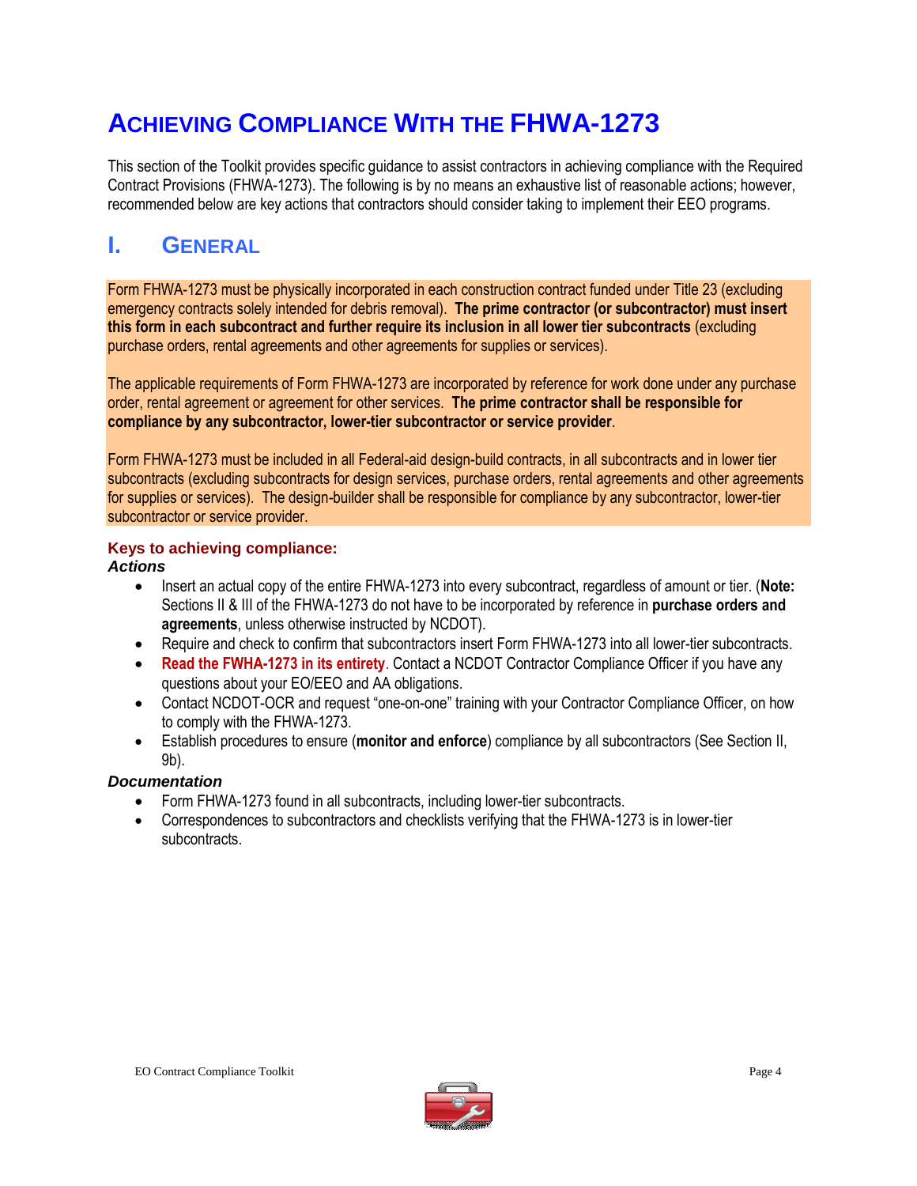# ACHIEVING COMPLIANCE WITH THE FHWA-1273

This section of the Toolkit provides specific guidance to assist contractors in achieving compliance with the Required Contract Provisions (FHWA-1273). The following is by no means an exhaustive list of reasonable actions; however, recommended below are key actions that contractors should consider taking to implement their EEO programs.

## I. GENERAL

Form FHWA-1273 must be physically incorporated in each construction contract funded under Title 23 (excluding emergency contracts solely intended for debris removal). **The prime contractor (or subcontractor) must insert this form in each subcontract and further require its inclusion in all lower tier subcontracts** (excluding purchase orders, rental agreements and other agreements for supplies or services).

The applicable requirements of Form FHWA-1273 are incorporated by reference for work done under any purchase order, rental agreement or agreement for other services. **The prime contractor shall be responsible for compliance by any subcontractor, lower-tier subcontractor or service provider**.

Form FHWA-1273 must be included in all Federal-aid design-build contracts, in all subcontracts and in lower tier subcontracts (excluding subcontracts for design services, purchase orders, rental agreements and other agreements for supplies or services). The design-builder shall be responsible for compliance by any subcontractor, lower-tier subcontractor or service provider.

### Keys to achieving compliance:

***Actions***

- Insert an actual copy of the entire FHWA-1273 into every subcontract, regardless of amount or tier. (**Note:** Sections II & III of the FHWA-1273 do not have to be incorporated by reference in **purchase orders and agreements**, unless otherwise instructed by NCDOT).
- Require and check to confirm that subcontractors insert Form FHWA-1273 into all lower-tier subcontracts.
- **Read the FWHA-1273 in its entirety**. Contact a NCDOT Contractor Compliance Officer if you have any questions about your EO/EEO and AA obligations.
- Contact NCDOT-OCR and request "one-on-one" training with your Contractor Compliance Officer, on how to comply with the FHWA-1273.
- Establish procedures to ensure (**monitor and enforce**) compliance by all subcontractors (See Section II, 9b).

***Documentation***

- Form FHWA-1273 found in all subcontracts, including lower-tier subcontracts.
- Correspondences to subcontractors and checklists verifying that the FHWA-1273 is in lower-tier subcontracts.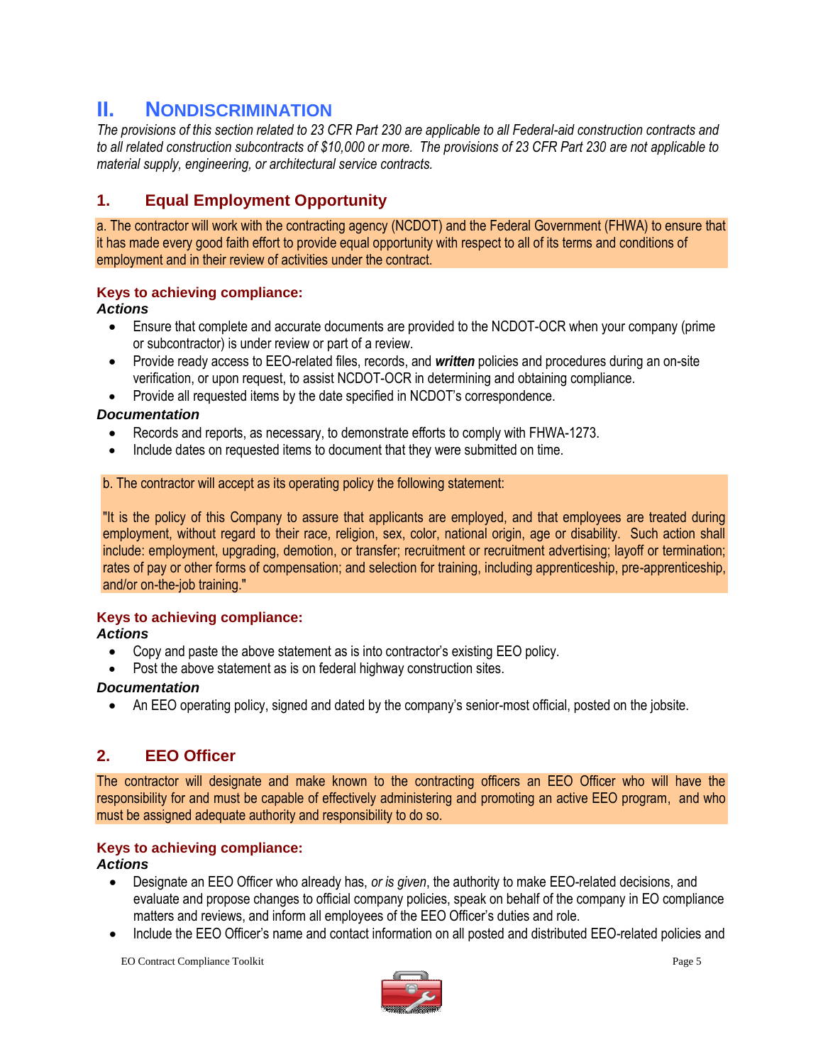## II. Nondiscrimination

*The provisions of this section related to 23 CFR Part 230 are applicable to all Federal-aid construction contracts and to all related construction subcontracts of $10,000 or more. The provisions of 23 CFR Part 230 are not applicable to material supply, engineering, or architectural service contracts.*

### 1. Equal Employment Opportunity

a. The contractor will work with the contracting agency (NCDOT) and the Federal Government (FHWA) to ensure that it has made every good faith effort to provide equal opportunity with respect to all of its terms and conditions of employment and in their review of activities under the contract.

#### Keys to achieving compliance:

***Actions***

- Ensure that complete and accurate documents are provided to the NCDOT-OCR when your company (prime or subcontractor) is under review or part of a review.
- Provide ready access to EEO-related files, records, and ***written*** policies and procedures during an on-site verification, or upon request, to assist NCDOT-OCR in determining and obtaining compliance.
- Provide all requested items by the date specified in NCDOT's correspondence.

***Documentation***

- Records and reports, as necessary, to demonstrate efforts to comply with FHWA-1273.
- Include dates on requested items to document that they were submitted on time.

b. The contractor will accept as its operating policy the following statement:

"It is the policy of this Company to assure that applicants are employed, and that employees are treated during employment, without regard to their race, religion, sex, color, national origin, age or disability. Such action shall include: employment, upgrading, demotion, or transfer; recruitment or recruitment advertising; layoff or termination; rates of pay or other forms of compensation; and selection for training, including apprenticeship, pre-apprenticeship, and/or on-the-job training."

#### Keys to achieving compliance:

***Actions***

- Copy and paste the above statement as is into contractor's existing EEO policy.
- Post the above statement as is on federal highway construction sites.

***Documentation***

- An EEO operating policy, signed and dated by the company's senior-most official, posted on the jobsite.

### 2. EEO Officer

The contractor will designate and make known to the contracting officers an EEO Officer who will have the responsibility for and must be capable of effectively administering and promoting an active EEO program, and who must be assigned adequate authority and responsibility to do so.

#### Keys to achieving compliance:

***Actions***

- Designate an EEO Officer who already has, *or is given*, the authority to make EEO-related decisions, and evaluate and propose changes to official company policies, speak on behalf of the company in EO compliance matters and reviews, and inform all employees of the EEO Officer's duties and role.
- Include the EEO Officer's name and contact information on all posted and distributed EEO-related policies and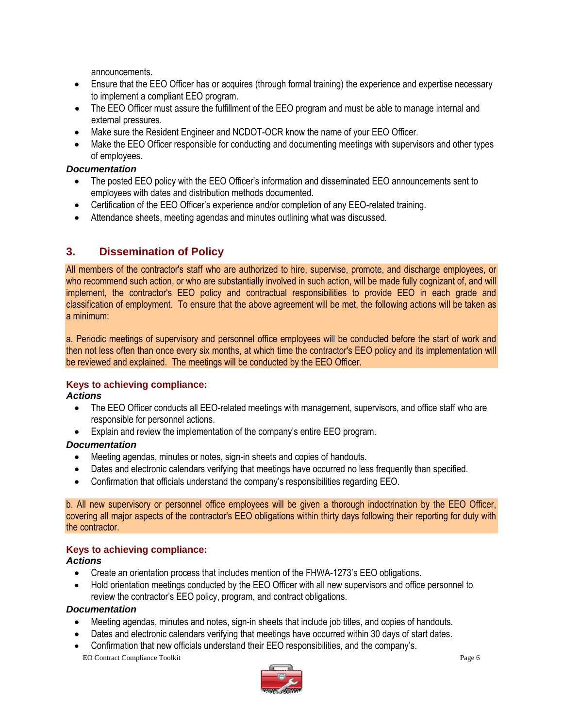announcements.

- Ensure that the EEO Officer has or acquires (through formal training) the experience and expertise necessary to implement a compliant EEO program.
- The EEO Officer must assure the fulfillment of the EEO program and must be able to manage internal and external pressures.
- Make sure the Resident Engineer and NCDOT-OCR know the name of your EEO Officer.
- Make the EEO Officer responsible for conducting and documenting meetings with supervisors and other types of employees.

***Documentation***

- The posted EEO policy with the EEO Officer's information and disseminated EEO announcements sent to employees with dates and distribution methods documented.
- Certification of the EEO Officer's experience and/or completion of any EEO-related training.
- Attendance sheets, meeting agendas and minutes outlining what was discussed.

## 3. Dissemination of Policy

All members of the contractor's staff who are authorized to hire, supervise, promote, and discharge employees, or who recommend such action, or who are substantially involved in such action, will be made fully cognizant of, and will implement, the contractor's EEO policy and contractual responsibilities to provide EEO in each grade and classification of employment. To ensure that the above agreement will be met, the following actions will be taken as a minimum:

a. Periodic meetings of supervisory and personnel office employees will be conducted before the start of work and then not less often than once every six months, at which time the contractor's EEO policy and its implementation will be reviewed and explained. The meetings will be conducted by the EEO Officer.

### Keys to achieving compliance:

***Actions***

- The EEO Officer conducts all EEO-related meetings with management, supervisors, and office staff who are responsible for personnel actions.
- Explain and review the implementation of the company's entire EEO program.

***Documentation***

- Meeting agendas, minutes or notes, sign-in sheets and copies of handouts.
- Dates and electronic calendars verifying that meetings have occurred no less frequently than specified.
- Confirmation that officials understand the company's responsibilities regarding EEO.

b. All new supervisory or personnel office employees will be given a thorough indoctrination by the EEO Officer, covering all major aspects of the contractor's EEO obligations within thirty days following their reporting for duty with the contractor.

### Keys to achieving compliance:

***Actions***

- Create an orientation process that includes mention of the FHWA-1273's EEO obligations.
- Hold orientation meetings conducted by the EEO Officer with all new supervisors and office personnel to review the contractor's EEO policy, program, and contract obligations.

***Documentation***

- Meeting agendas, minutes and notes, sign-in sheets that include job titles, and copies of handouts.
- Dates and electronic calendars verifying that meetings have occurred within 30 days of start dates.
- Confirmation that new officials understand their EEO responsibilities, and the company's.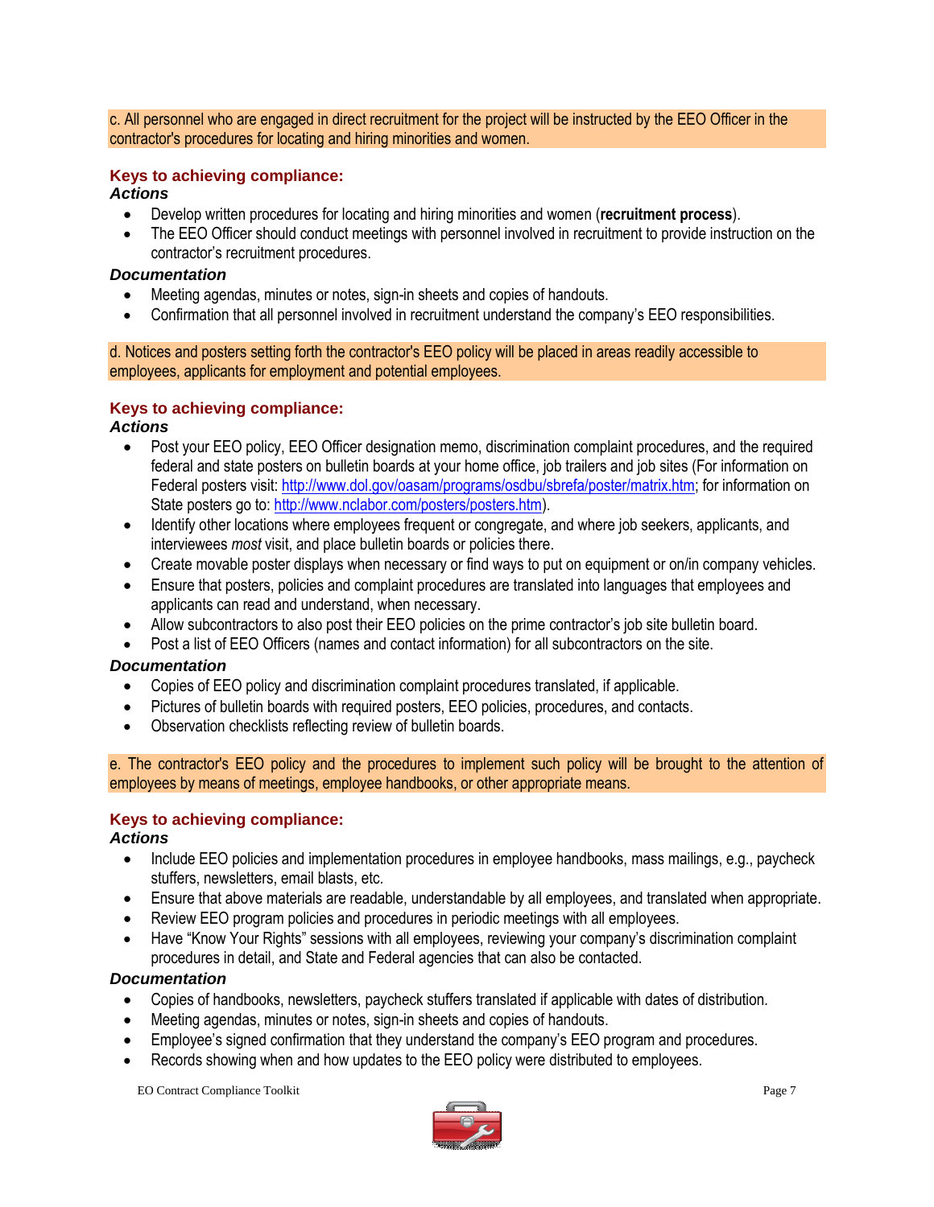c. All personnel who are engaged in direct recruitment for the project will be instructed by the EEO Officer in the contractor's procedures for locating and hiring minorities and women.

### Keys to achieving compliance:

***Actions***

- Develop written procedures for locating and hiring minorities and women (**recruitment process**).
- The EEO Officer should conduct meetings with personnel involved in recruitment to provide instruction on the contractor's recruitment procedures.

***Documentation***

- Meeting agendas, minutes or notes, sign-in sheets and copies of handouts.
- Confirmation that all personnel involved in recruitment understand the company's EEO responsibilities.

d. Notices and posters setting forth the contractor's EEO policy will be placed in areas readily accessible to employees, applicants for employment and potential employees.

### Keys to achieving compliance:

***Actions***

- Post your EEO policy, EEO Officer designation memo, discrimination complaint procedures, and the required federal and state posters on bulletin boards at your home office, job trailers and job sites (For information on Federal posters visit: [http://www.dol.gov/oasam/programs/osdbu/sbrefa/poster/matrix.htm](http://www.dol.gov/oasam/programs/osdbu/sbrefa/poster/matrix.htm); for information on State posters go to: [http://www.nclabor.com/posters/posters.htm](http://www.nclabor.com/posters/posters.htm)).
- Identify other locations where employees frequent or congregate, and where job seekers, applicants, and interviewees *most* visit, and place bulletin boards or policies there.
- Create movable poster displays when necessary or find ways to put on equipment or on/in company vehicles.
- Ensure that posters, policies and complaint procedures are translated into languages that employees and applicants can read and understand, when necessary.
- Allow subcontractors to also post their EEO policies on the prime contractor's job site bulletin board.
- Post a list of EEO Officers (names and contact information) for all subcontractors on the site.

***Documentation***

- Copies of EEO policy and discrimination complaint procedures translated, if applicable.
- Pictures of bulletin boards with required posters, EEO policies, procedures, and contacts.
- Observation checklists reflecting review of bulletin boards.

e. The contractor's EEO policy and the procedures to implement such policy will be brought to the attention of employees by means of meetings, employee handbooks, or other appropriate means.

### Keys to achieving compliance:

***Actions***

- Include EEO policies and implementation procedures in employee handbooks, mass mailings, e.g., paycheck stuffers, newsletters, email blasts, etc.
- Ensure that above materials are readable, understandable by all employees, and translated when appropriate.
- Review EEO program policies and procedures in periodic meetings with all employees.
- Have "Know Your Rights" sessions with all employees, reviewing your company's discrimination complaint procedures in detail, and State and Federal agencies that can also be contacted.

***Documentation***

- Copies of handbooks, newsletters, paycheck stuffers translated if applicable with dates of distribution.
- Meeting agendas, minutes or notes, sign-in sheets and copies of handouts.
- Employee's signed confirmation that they understand the company's EEO program and procedures.
- Records showing when and how updates to the EEO policy were distributed to employees.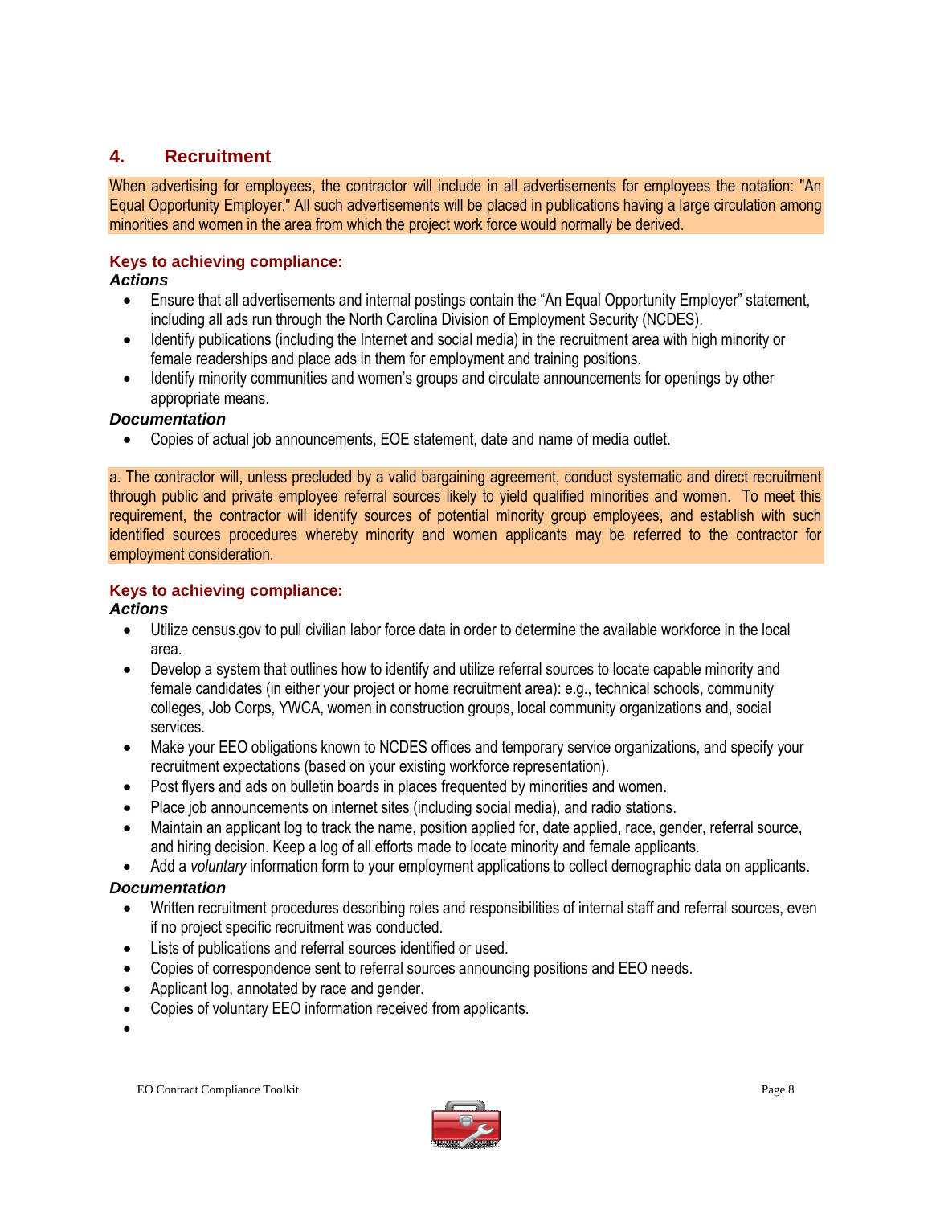## 4. Recruitment

When advertising for employees, the contractor will include in all advertisements for employees the notation: "An Equal Opportunity Employer." All such advertisements will be placed in publications having a large circulation among minorities and women in the area from which the project work force would normally be derived.

### Keys to achieving compliance:

***Actions***

- Ensure that all advertisements and internal postings contain the "An Equal Opportunity Employer" statement, including all ads run through the North Carolina Division of Employment Security (NCDES).
- Identify publications (including the Internet and social media) in the recruitment area with high minority or female readerships and place ads in them for employment and training positions.
- Identify minority communities and women's groups and circulate announcements for openings by other appropriate means.

***Documentation***

- Copies of actual job announcements, EOE statement, date and name of media outlet.

a. The contractor will, unless precluded by a valid bargaining agreement, conduct systematic and direct recruitment through public and private employee referral sources likely to yield qualified minorities and women. To meet this requirement, the contractor will identify sources of potential minority group employees, and establish with such identified sources procedures whereby minority and women applicants may be referred to the contractor for employment consideration.

### Keys to achieving compliance:

***Actions***

- Utilize census.gov to pull civilian labor force data in order to determine the available workforce in the local area.
- Develop a system that outlines how to identify and utilize referral sources to locate capable minority and female candidates (in either your project or home recruitment area): e.g., technical schools, community colleges, Job Corps, YWCA, women in construction groups, local community organizations and, social services.
- Make your EEO obligations known to NCDES offices and temporary service organizations, and specify your recruitment expectations (based on your existing workforce representation).
- Post flyers and ads on bulletin boards in places frequented by minorities and women.
- Place job announcements on internet sites (including social media), and radio stations.
- Maintain an applicant log to track the name, position applied for, date applied, race, gender, referral source, and hiring decision. Keep a log of all efforts made to locate minority and female applicants.
- Add a *voluntary* information form to your employment applications to collect demographic data on applicants.

***Documentation***

- Written recruitment procedures describing roles and responsibilities of internal staff and referral sources, even if no project specific recruitment was conducted.
- Lists of publications and referral sources identified or used.
- Copies of correspondence sent to referral sources announcing positions and EEO needs.
- Applicant log, annotated by race and gender.
- Copies of voluntary EEO information received from applicants.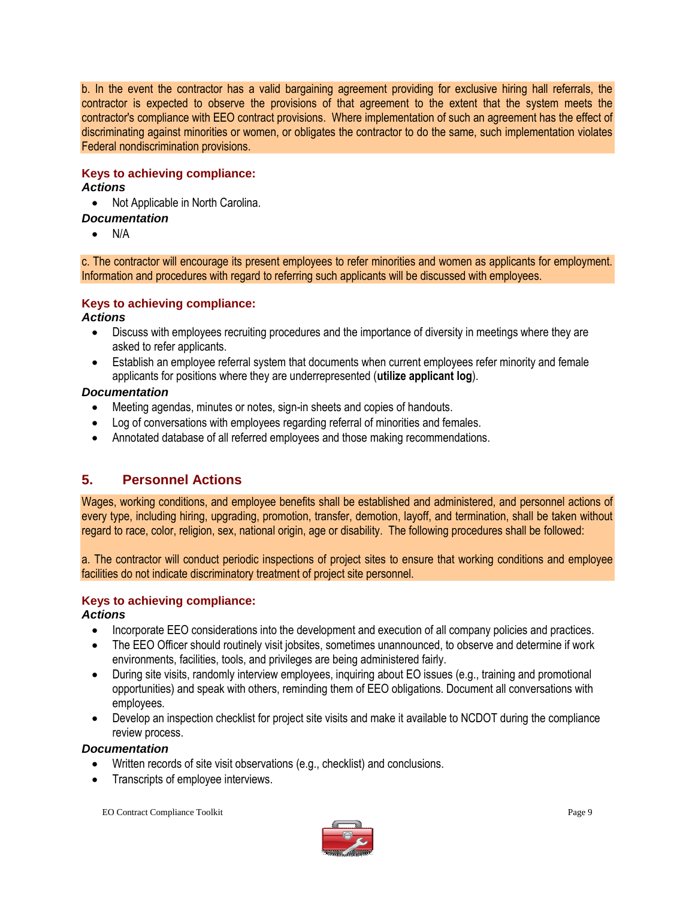b. In the event the contractor has a valid bargaining agreement providing for exclusive hiring hall referrals, the contractor is expected to observe the provisions of that agreement to the extent that the system meets the contractor's compliance with EEO contract provisions. Where implementation of such an agreement has the effect of discriminating against minorities or women, or obligates the contractor to do the same, such implementation violates Federal nondiscrimination provisions.

### Keys to achieving compliance:

***Actions***

- Not Applicable in North Carolina.

***Documentation***

- N/A

c. The contractor will encourage its present employees to refer minorities and women as applicants for employment. Information and procedures with regard to referring such applicants will be discussed with employees.

### Keys to achieving compliance:

***Actions***

- Discuss with employees recruiting procedures and the importance of diversity in meetings where they are asked to refer applicants.
- Establish an employee referral system that documents when current employees refer minority and female applicants for positions where they are underrepresented (**utilize applicant log**).

***Documentation***

- Meeting agendas, minutes or notes, sign-in sheets and copies of handouts.
- Log of conversations with employees regarding referral of minorities and females.
- Annotated database of all referred employees and those making recommendations.

## 5. Personnel Actions

Wages, working conditions, and employee benefits shall be established and administered, and personnel actions of every type, including hiring, upgrading, promotion, transfer, demotion, layoff, and termination, shall be taken without regard to race, color, religion, sex, national origin, age or disability. The following procedures shall be followed:

a. The contractor will conduct periodic inspections of project sites to ensure that working conditions and employee facilities do not indicate discriminatory treatment of project site personnel.

### Keys to achieving compliance:

***Actions***

- Incorporate EEO considerations into the development and execution of all company policies and practices.
- The EEO Officer should routinely visit jobsites, sometimes unannounced, to observe and determine if work environments, facilities, tools, and privileges are being administered fairly.
- During site visits, randomly interview employees, inquiring about EO issues (e.g., training and promotional opportunities) and speak with others, reminding them of EEO obligations. Document all conversations with employees.
- Develop an inspection checklist for project site visits and make it available to NCDOT during the compliance review process.

***Documentation***

- Written records of site visit observations (e.g., checklist) and conclusions.
- Transcripts of employee interviews.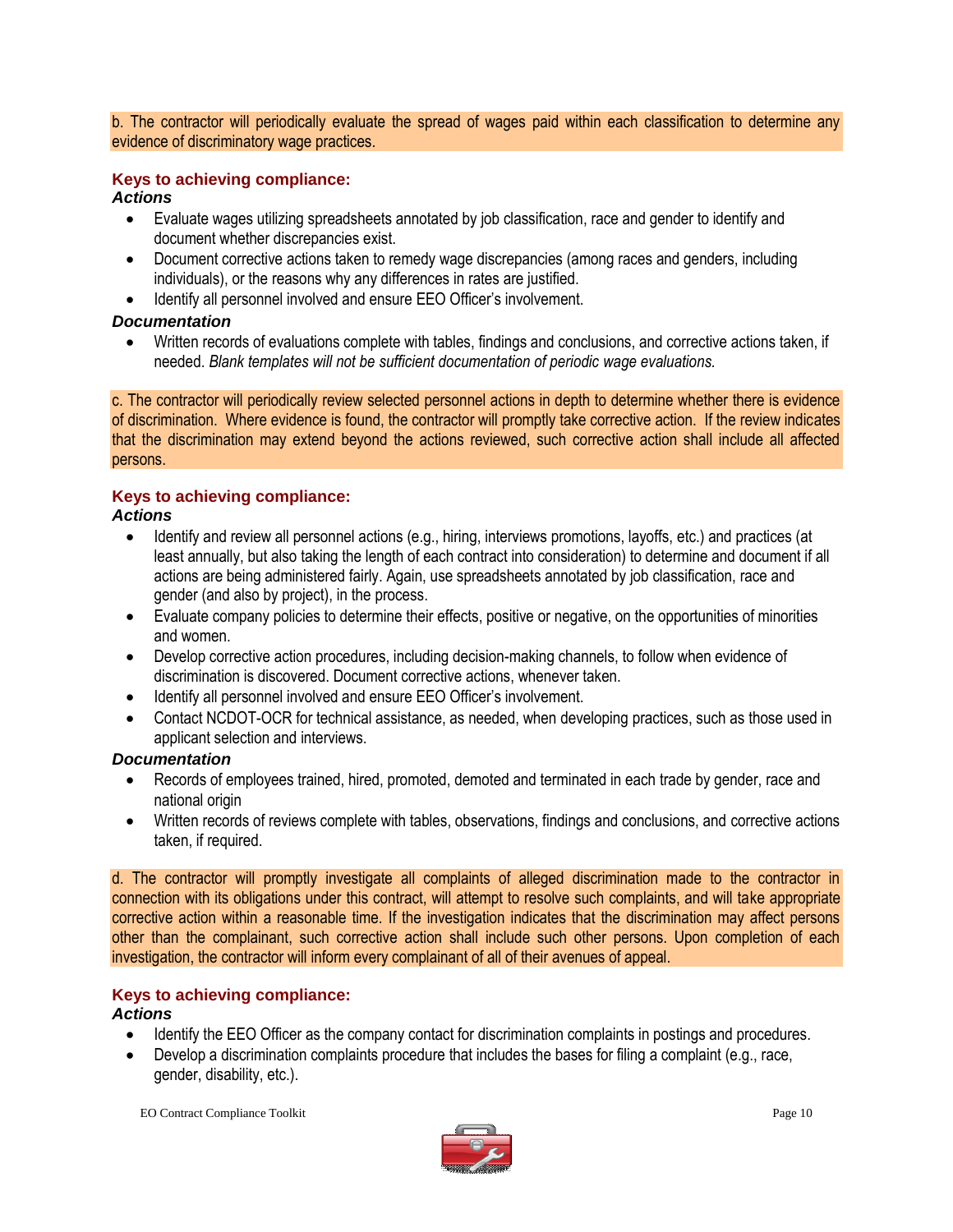b. The contractor will periodically evaluate the spread of wages paid within each classification to determine any evidence of discriminatory wage practices.

### Keys to achieving compliance:

***Actions***

- Evaluate wages utilizing spreadsheets annotated by job classification, race and gender to identify and document whether discrepancies exist.
- Document corrective actions taken to remedy wage discrepancies (among races and genders, including individuals), or the reasons why any differences in rates are justified.
- Identify all personnel involved and ensure EEO Officer's involvement.

***Documentation***

- Written records of evaluations complete with tables, findings and conclusions, and corrective actions taken, if needed. *Blank templates will not be sufficient documentation of periodic wage evaluations.*

c. The contractor will periodically review selected personnel actions in depth to determine whether there is evidence of discrimination. Where evidence is found, the contractor will promptly take corrective action. If the review indicates that the discrimination may extend beyond the actions reviewed, such corrective action shall include all affected persons.

### Keys to achieving compliance:

***Actions***

- Identify and review all personnel actions (e.g., hiring, interviews promotions, layoffs, etc.) and practices (at least annually, but also taking the length of each contract into consideration) to determine and document if all actions are being administered fairly. Again, use spreadsheets annotated by job classification, race and gender (and also by project), in the process.
- Evaluate company policies to determine their effects, positive or negative, on the opportunities of minorities and women.
- Develop corrective action procedures, including decision-making channels, to follow when evidence of discrimination is discovered. Document corrective actions, whenever taken.
- Identify all personnel involved and ensure EEO Officer's involvement.
- Contact NCDOT-OCR for technical assistance, as needed, when developing practices, such as those used in applicant selection and interviews.

***Documentation***

- Records of employees trained, hired, promoted, demoted and terminated in each trade by gender, race and national origin
- Written records of reviews complete with tables, observations, findings and conclusions, and corrective actions taken, if required.

d. The contractor will promptly investigate all complaints of alleged discrimination made to the contractor in connection with its obligations under this contract, will attempt to resolve such complaints, and will take appropriate corrective action within a reasonable time. If the investigation indicates that the discrimination may affect persons other than the complainant, such corrective action shall include such other persons. Upon completion of each investigation, the contractor will inform every complainant of all of their avenues of appeal.

### Keys to achieving compliance:

***Actions***

- Identify the EEO Officer as the company contact for discrimination complaints in postings and procedures.
- Develop a discrimination complaints procedure that includes the bases for filing a complaint (e.g., race, gender, disability, etc.).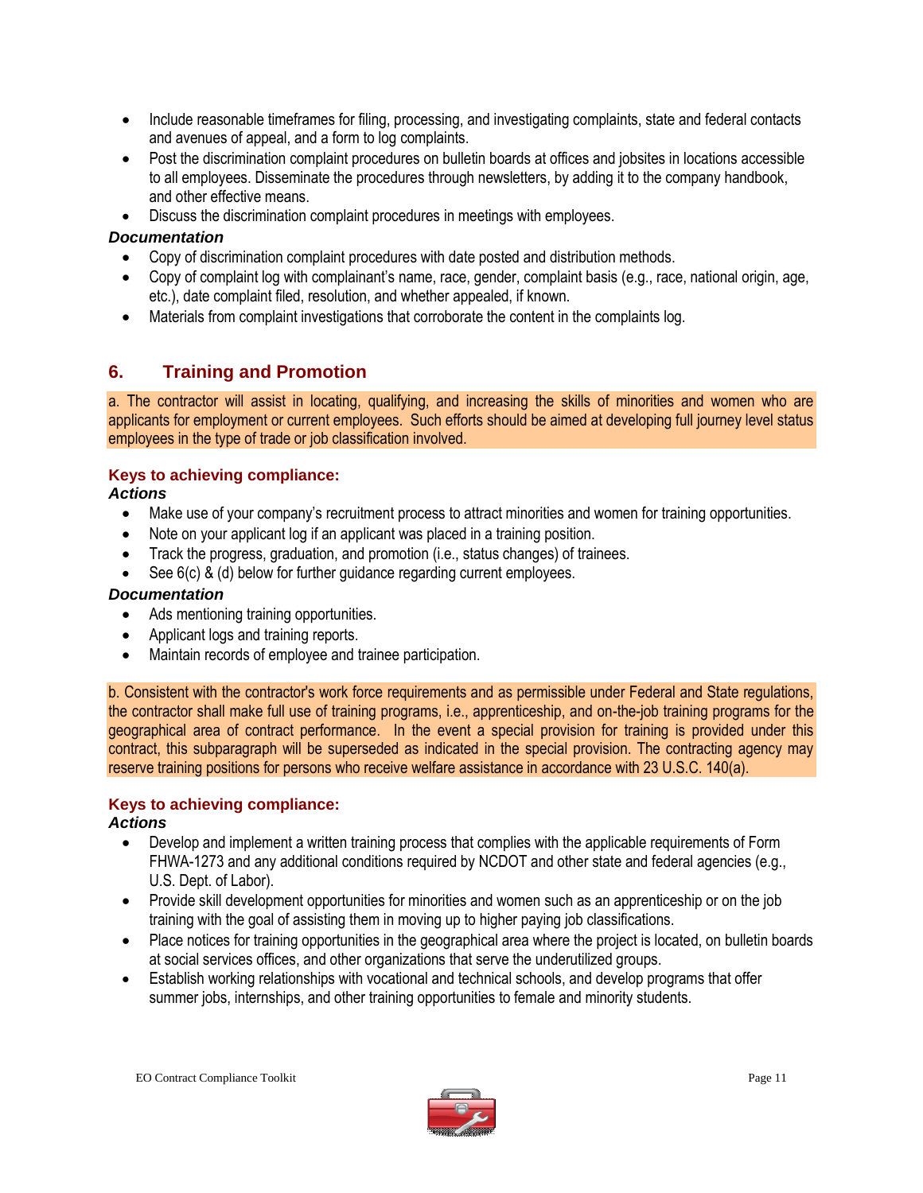- Include reasonable timeframes for filing, processing, and investigating complaints, state and federal contacts and avenues of appeal, and a form to log complaints.
- Post the discrimination complaint procedures on bulletin boards at offices and jobsites in locations accessible to all employees. Disseminate the procedures through newsletters, by adding it to the company handbook, and other effective means.
- Discuss the discrimination complaint procedures in meetings with employees.

***Documentation***

- Copy of discrimination complaint procedures with date posted and distribution methods.
- Copy of complaint log with complainant's name, race, gender, complaint basis (e.g., race, national origin, age, etc.), date complaint filed, resolution, and whether appealed, if known.
- Materials from complaint investigations that corroborate the content in the complaints log.

## 6. Training and Promotion

a. The contractor will assist in locating, qualifying, and increasing the skills of minorities and women who are applicants for employment or current employees. Such efforts should be aimed at developing full journey level status employees in the type of trade or job classification involved.

**Keys to achieving compliance:**

***Actions***

- Make use of your company's recruitment process to attract minorities and women for training opportunities.
- Note on your applicant log if an applicant was placed in a training position.
- Track the progress, graduation, and promotion (i.e., status changes) of trainees.
- See 6(c) & (d) below for further guidance regarding current employees.

***Documentation***

- Ads mentioning training opportunities.
- Applicant logs and training reports.
- Maintain records of employee and trainee participation.

b. Consistent with the contractor's work force requirements and as permissible under Federal and State regulations, the contractor shall make full use of training programs, i.e., apprenticeship, and on-the-job training programs for the geographical area of contract performance. In the event a special provision for training is provided under this contract, this subparagraph will be superseded as indicated in the special provision. The contracting agency may reserve training positions for persons who receive welfare assistance in accordance with 23 U.S.C. 140(a).

**Keys to achieving compliance:**

***Actions***

- Develop and implement a written training process that complies with the applicable requirements of Form FHWA-1273 and any additional conditions required by NCDOT and other state and federal agencies (e.g., U.S. Dept. of Labor).
- Provide skill development opportunities for minorities and women such as an apprenticeship or on the job training with the goal of assisting them in moving up to higher paying job classifications.
- Place notices for training opportunities in the geographical area where the project is located, on bulletin boards at social services offices, and other organizations that serve the underutilized groups.
- Establish working relationships with vocational and technical schools, and develop programs that offer summer jobs, internships, and other training opportunities to female and minority students.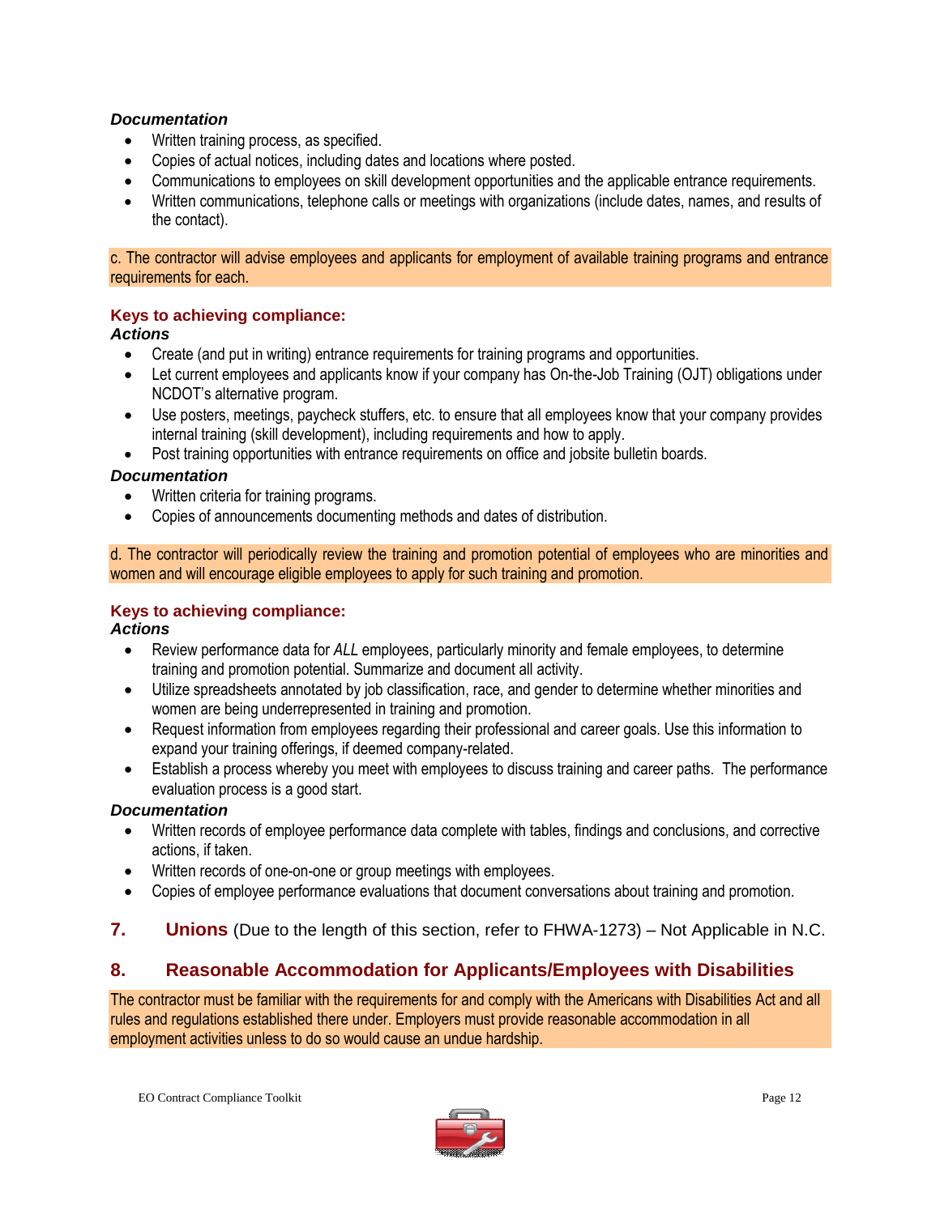***Documentation***

- Written training process, as specified.
- Copies of actual notices, including dates and locations where posted.
- Communications to employees on skill development opportunities and the applicable entrance requirements.
- Written communications, telephone calls or meetings with organizations (include dates, names, and results of the contact).

c. The contractor will advise employees and applicants for employment of available training programs and entrance requirements for each.

**Keys to achieving compliance:**

***Actions***

- Create (and put in writing) entrance requirements for training programs and opportunities.
- Let current employees and applicants know if your company has On-the-Job Training (OJT) obligations under NCDOT's alternative program.
- Use posters, meetings, paycheck stuffers, etc. to ensure that all employees know that your company provides internal training (skill development), including requirements and how to apply.
- Post training opportunities with entrance requirements on office and jobsite bulletin boards.

***Documentation***

- Written criteria for training programs.
- Copies of announcements documenting methods and dates of distribution.

d. The contractor will periodically review the training and promotion potential of employees who are minorities and women and will encourage eligible employees to apply for such training and promotion.

**Keys to achieving compliance:**

***Actions***

- Review performance data for *ALL* employees, particularly minority and female employees, to determine training and promotion potential. Summarize and document all activity.
- Utilize spreadsheets annotated by job classification, race, and gender to determine whether minorities and women are being underrepresented in training and promotion.
- Request information from employees regarding their professional and career goals. Use this information to expand your training offerings, if deemed company-related.
- Establish a process whereby you meet with employees to discuss training and career paths. The performance evaluation process is a good start.

***Documentation***

- Written records of employee performance data complete with tables, findings and conclusions, and corrective actions, if taken.
- Written records of one-on-one or group meetings with employees.
- Copies of employee performance evaluations that document conversations about training and promotion.

## 7. **Unions** (Due to the length of this section, refer to FHWA-1273) – Not Applicable in N.C.

## 8. Reasonable Accommodation for Applicants/Employees with Disabilities

The contractor must be familiar with the requirements for and comply with the Americans with Disabilities Act and all rules and regulations established there under. Employers must provide reasonable accommodation in all employment activities unless to do so would cause an undue hardship.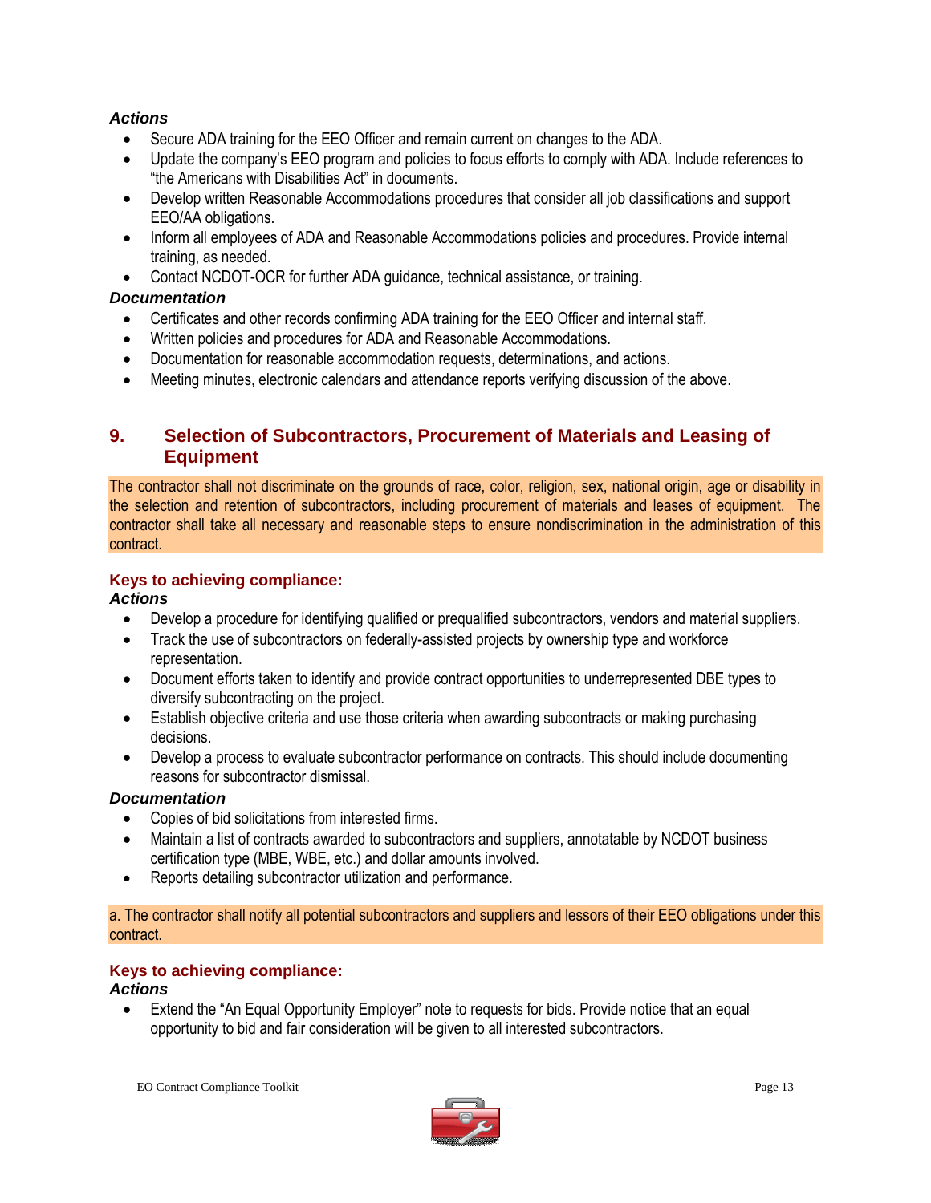***Actions***

- Secure ADA training for the EEO Officer and remain current on changes to the ADA.
- Update the company's EEO program and policies to focus efforts to comply with ADA. Include references to "the Americans with Disabilities Act" in documents.
- Develop written Reasonable Accommodations procedures that consider all job classifications and support EEO/AA obligations.
- Inform all employees of ADA and Reasonable Accommodations policies and procedures. Provide internal training, as needed.
- Contact NCDOT-OCR for further ADA guidance, technical assistance, or training.

***Documentation***

- Certificates and other records confirming ADA training for the EEO Officer and internal staff.
- Written policies and procedures for ADA and Reasonable Accommodations.
- Documentation for reasonable accommodation requests, determinations, and actions.
- Meeting minutes, electronic calendars and attendance reports verifying discussion of the above.

## 9. Selection of Subcontractors, Procurement of Materials and Leasing of Equipment

The contractor shall not discriminate on the grounds of race, color, religion, sex, national origin, age or disability in the selection and retention of subcontractors, including procurement of materials and leases of equipment. The contractor shall take all necessary and reasonable steps to ensure nondiscrimination in the administration of this contract.

### Keys to achieving compliance:

***Actions***

- Develop a procedure for identifying qualified or prequalified subcontractors, vendors and material suppliers.
- Track the use of subcontractors on federally-assisted projects by ownership type and workforce representation.
- Document efforts taken to identify and provide contract opportunities to underrepresented DBE types to diversify subcontracting on the project.
- Establish objective criteria and use those criteria when awarding subcontracts or making purchasing decisions.
- Develop a process to evaluate subcontractor performance on contracts. This should include documenting reasons for subcontractor dismissal.

***Documentation***

- Copies of bid solicitations from interested firms.
- Maintain a list of contracts awarded to subcontractors and suppliers, annotatable by NCDOT business certification type (MBE, WBE, etc.) and dollar amounts involved.
- Reports detailing subcontractor utilization and performance.

a. The contractor shall notify all potential subcontractors and suppliers and lessors of their EEO obligations under this contract.

### Keys to achieving compliance:

***Actions***

- Extend the "An Equal Opportunity Employer" note to requests for bids. Provide notice that an equal opportunity to bid and fair consideration will be given to all interested subcontractors.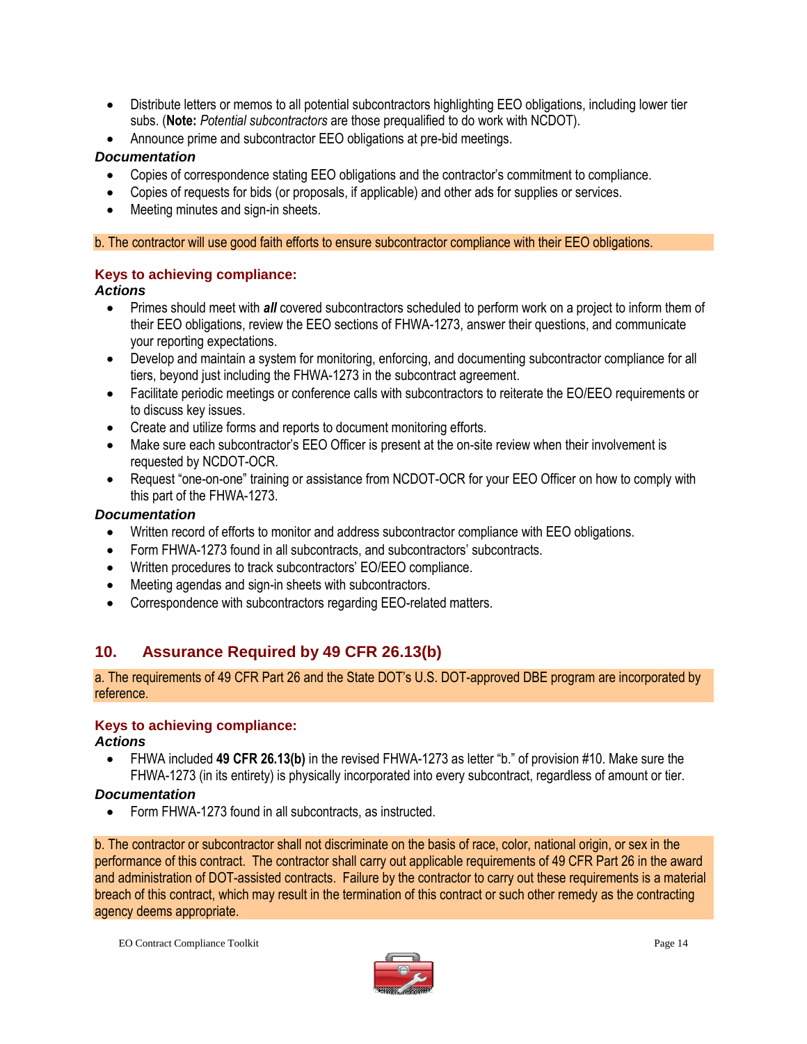- Distribute letters or memos to all potential subcontractors highlighting EEO obligations, including lower tier subs. (**Note:** *Potential subcontractors* are those prequalified to do work with NCDOT).
- Announce prime and subcontractor EEO obligations at pre-bid meetings.

***Documentation***

- Copies of correspondence stating EEO obligations and the contractor's commitment to compliance.
- Copies of requests for bids (or proposals, if applicable) and other ads for supplies or services.
- Meeting minutes and sign-in sheets.

b. The contractor will use good faith efforts to ensure subcontractor compliance with their EEO obligations.

**Keys to achieving compliance:**

***Actions***

- Primes should meet with ***all*** covered subcontractors scheduled to perform work on a project to inform them of their EEO obligations, review the EEO sections of FHWA-1273, answer their questions, and communicate your reporting expectations.
- Develop and maintain a system for monitoring, enforcing, and documenting subcontractor compliance for all tiers, beyond just including the FHWA-1273 in the subcontract agreement.
- Facilitate periodic meetings or conference calls with subcontractors to reiterate the EO/EEO requirements or to discuss key issues.
- Create and utilize forms and reports to document monitoring efforts.
- Make sure each subcontractor's EEO Officer is present at the on-site review when their involvement is requested by NCDOT-OCR.
- Request "one-on-one" training or assistance from NCDOT-OCR for your EEO Officer on how to comply with this part of the FHWA-1273.

***Documentation***

- Written record of efforts to monitor and address subcontractor compliance with EEO obligations.
- Form FHWA-1273 found in all subcontracts, and subcontractors' subcontracts.
- Written procedures to track subcontractors' EO/EEO compliance.
- Meeting agendas and sign-in sheets with subcontractors.
- Correspondence with subcontractors regarding EEO-related matters.

## 10. Assurance Required by 49 CFR 26.13(b)

a. The requirements of 49 CFR Part 26 and the State DOT's U.S. DOT-approved DBE program are incorporated by reference.

**Keys to achieving compliance:**

***Actions***

- FHWA included **49 CFR 26.13(b)** in the revised FHWA-1273 as letter "b." of provision #10. Make sure the FHWA-1273 (in its entirety) is physically incorporated into every subcontract, regardless of amount or tier.

***Documentation***

- Form FHWA-1273 found in all subcontracts, as instructed.

b. The contractor or subcontractor shall not discriminate on the basis of race, color, national origin, or sex in the performance of this contract. The contractor shall carry out applicable requirements of 49 CFR Part 26 in the award and administration of DOT-assisted contracts. Failure by the contractor to carry out these requirements is a material breach of this contract, which may result in the termination of this contract or such other remedy as the contracting agency deems appropriate.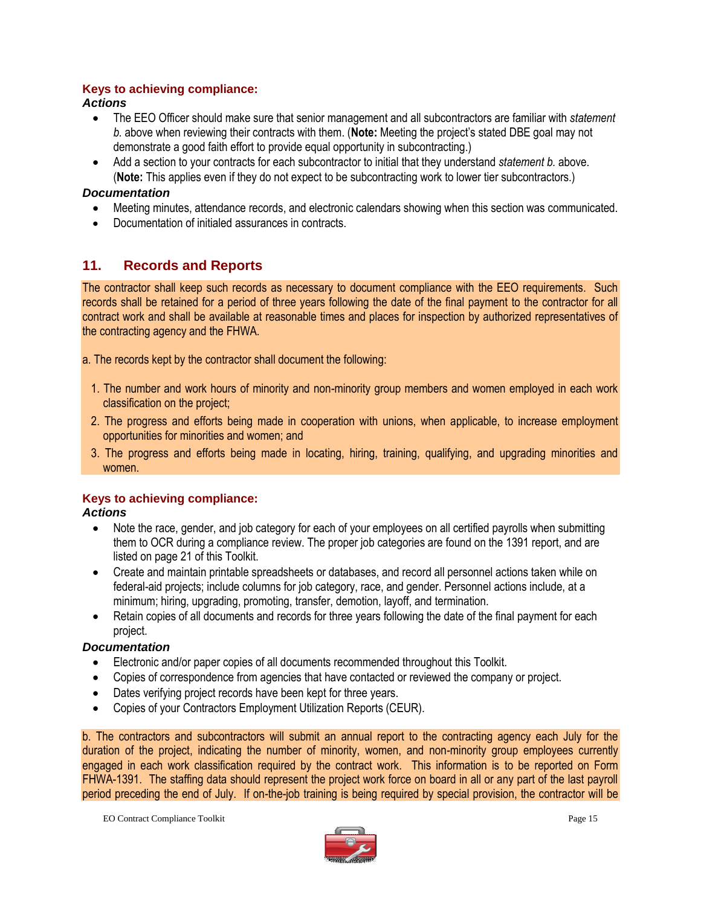**Keys to achieving compliance:**

***Actions***

- The EEO Officer should make sure that senior management and all subcontractors are familiar with *statement b.* above when reviewing their contracts with them. (**Note:** Meeting the project's stated DBE goal may not demonstrate a good faith effort to provide equal opportunity in subcontracting.)
- Add a section to your contracts for each subcontractor to initial that they understand *statement b.* above. (**Note:** This applies even if they do not expect to be subcontracting work to lower tier subcontractors.)

***Documentation***

- Meeting minutes, attendance records, and electronic calendars showing when this section was communicated.
- Documentation of initialed assurances in contracts.

## 11. Records and Reports

The contractor shall keep such records as necessary to document compliance with the EEO requirements. Such records shall be retained for a period of three years following the date of the final payment to the contractor for all contract work and shall be available at reasonable times and places for inspection by authorized representatives of the contracting agency and the FHWA.

a. The records kept by the contractor shall document the following:

1. The number and work hours of minority and non-minority group members and women employed in each work classification on the project;
2. The progress and efforts being made in cooperation with unions, when applicable, to increase employment opportunities for minorities and women; and
3. The progress and efforts being made in locating, hiring, training, qualifying, and upgrading minorities and women.

**Keys to achieving compliance:**

***Actions***

- Note the race, gender, and job category for each of your employees on all certified payrolls when submitting them to OCR during a compliance review. The proper job categories are found on the 1391 report, and are listed on page 21 of this Toolkit.
- Create and maintain printable spreadsheets or databases, and record all personnel actions taken while on federal-aid projects; include columns for job category, race, and gender. Personnel actions include, at a minimum; hiring, upgrading, promoting, transfer, demotion, layoff, and termination.
- Retain copies of all documents and records for three years following the date of the final payment for each project.

***Documentation***

- Electronic and/or paper copies of all documents recommended throughout this Toolkit.
- Copies of correspondence from agencies that have contacted or reviewed the company or project.
- Dates verifying project records have been kept for three years.
- Copies of your Contractors Employment Utilization Reports (CEUR).

b. The contractors and subcontractors will submit an annual report to the contracting agency each July for the duration of the project, indicating the number of minority, women, and non-minority group employees currently engaged in each work classification required by the contract work. This information is to be reported on Form FHWA-1391. The staffing data should represent the project work force on board in all or any part of the last payroll period preceding the end of July. If on-the-job training is being required by special provision, the contractor will be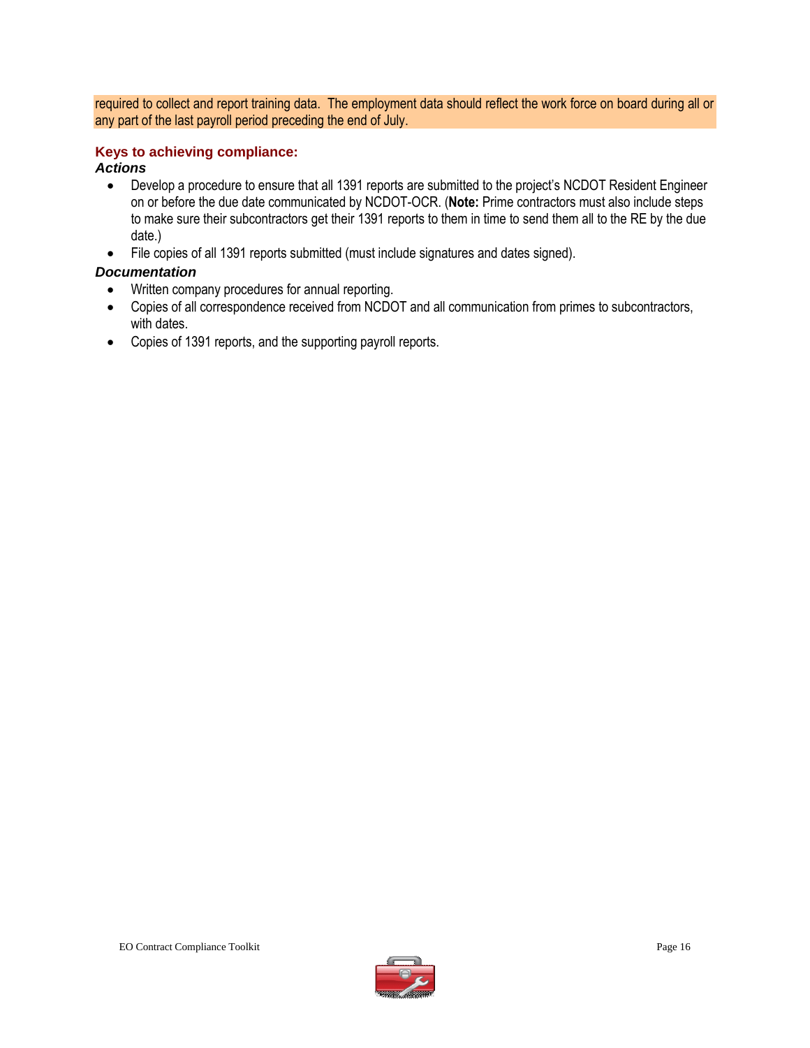required to collect and report training data. The employment data should reflect the work force on board during all or any part of the last payroll period preceding the end of July.

### Keys to achieving compliance:

#### *Actions*

- Develop a procedure to ensure that all 1391 reports are submitted to the project's NCDOT Resident Engineer on or before the due date communicated by NCDOT-OCR. (**Note:** Prime contractors must also include steps to make sure their subcontractors get their 1391 reports to them in time to send them all to the RE by the due date.)
- File copies of all 1391 reports submitted (must include signatures and dates signed).

#### *Documentation*

- Written company procedures for annual reporting.
- Copies of all correspondence received from NCDOT and all communication from primes to subcontractors, with dates.
- Copies of 1391 reports, and the supporting payroll reports.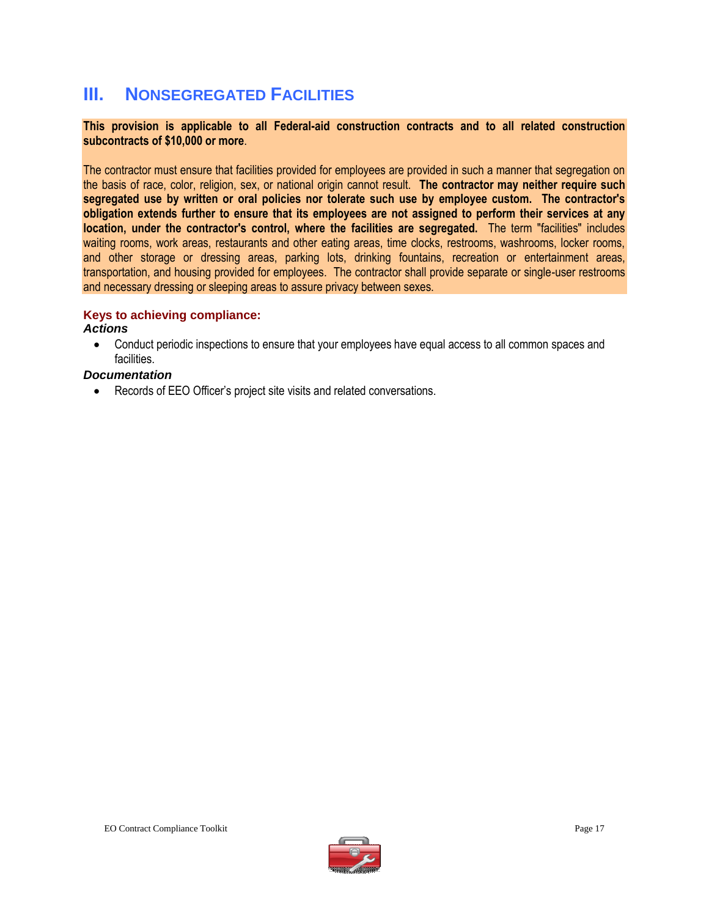## III. NONSEGREGATED FACILITIES

**This provision is applicable to all Federal-aid construction contracts and to all related construction subcontracts of $10,000 or more**.

The contractor must ensure that facilities provided for employees are provided in such a manner that segregation on the basis of race, color, religion, sex, or national origin cannot result. **The contractor may neither require such segregated use by written or oral policies nor tolerate such use by employee custom. The contractor's obligation extends further to ensure that its employees are not assigned to perform their services at any location, under the contractor's control, where the facilities are segregated.** The term "facilities" includes waiting rooms, work areas, restaurants and other eating areas, time clocks, restrooms, washrooms, locker rooms, and other storage or dressing areas, parking lots, drinking fountains, recreation or entertainment areas, transportation, and housing provided for employees. The contractor shall provide separate or single-user restrooms and necessary dressing or sleeping areas to assure privacy between sexes.

**Keys to achieving compliance:**

***Actions***

- Conduct periodic inspections to ensure that your employees have equal access to all common spaces and facilities.

***Documentation***

- Records of EEO Officer's project site visits and related conversations.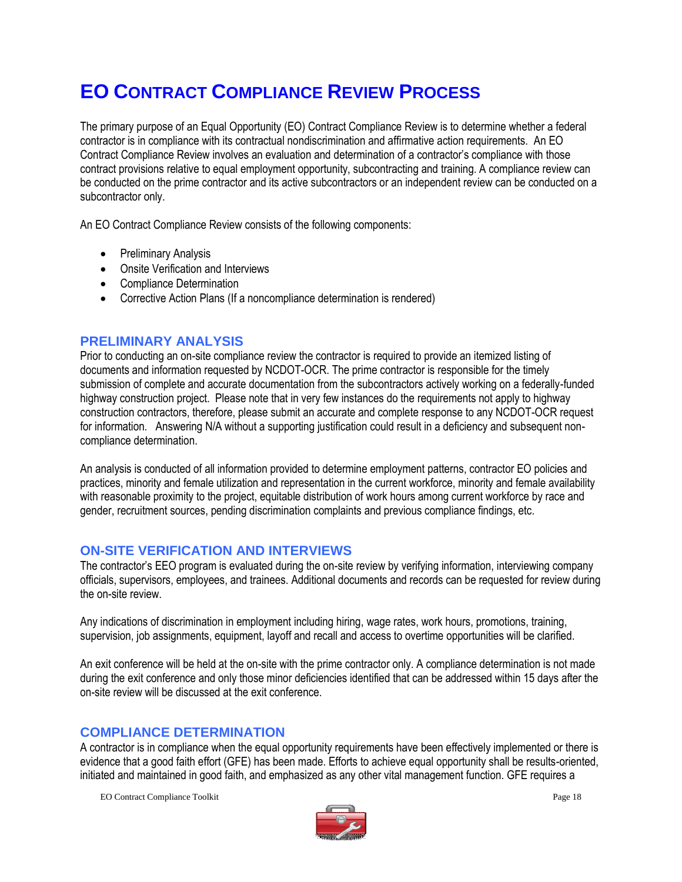# EO CONTRACT COMPLIANCE REVIEW PROCESS

The primary purpose of an Equal Opportunity (EO) Contract Compliance Review is to determine whether a federal contractor is in compliance with its contractual nondiscrimination and affirmative action requirements. An EO Contract Compliance Review involves an evaluation and determination of a contractor's compliance with those contract provisions relative to equal employment opportunity, subcontracting and training. A compliance review can be conducted on the prime contractor and its active subcontractors or an independent review can be conducted on a subcontractor only.

An EO Contract Compliance Review consists of the following components:

- Preliminary Analysis
- Onsite Verification and Interviews
- Compliance Determination
- Corrective Action Plans (If a noncompliance determination is rendered)

## PRELIMINARY ANALYSIS

Prior to conducting an on-site compliance review the contractor is required to provide an itemized listing of documents and information requested by NCDOT-OCR. The prime contractor is responsible for the timely submission of complete and accurate documentation from the subcontractors actively working on a federally-funded highway construction project. Please note that in very few instances do the requirements not apply to highway construction contractors, therefore, please submit an accurate and complete response to any NCDOT-OCR request for information. Answering N/A without a supporting justification could result in a deficiency and subsequent non-compliance determination.

An analysis is conducted of all information provided to determine employment patterns, contractor EO policies and practices, minority and female utilization and representation in the current workforce, minority and female availability with reasonable proximity to the project, equitable distribution of work hours among current workforce by race and gender, recruitment sources, pending discrimination complaints and previous compliance findings, etc.

## ON-SITE VERIFICATION AND INTERVIEWS

The contractor's EEO program is evaluated during the on-site review by verifying information, interviewing company officials, supervisors, employees, and trainees. Additional documents and records can be requested for review during the on-site review.

Any indications of discrimination in employment including hiring, wage rates, work hours, promotions, training, supervision, job assignments, equipment, layoff and recall and access to overtime opportunities will be clarified.

An exit conference will be held at the on-site with the prime contractor only. A compliance determination is not made during the exit conference and only those minor deficiencies identified that can be addressed within 15 days after the on-site review will be discussed at the exit conference.

## COMPLIANCE DETERMINATION

A contractor is in compliance when the equal opportunity requirements have been effectively implemented or there is evidence that a good faith effort (GFE) has been made. Efforts to achieve equal opportunity shall be results-oriented, initiated and maintained in good faith, and emphasized as any other vital management function. GFE requires a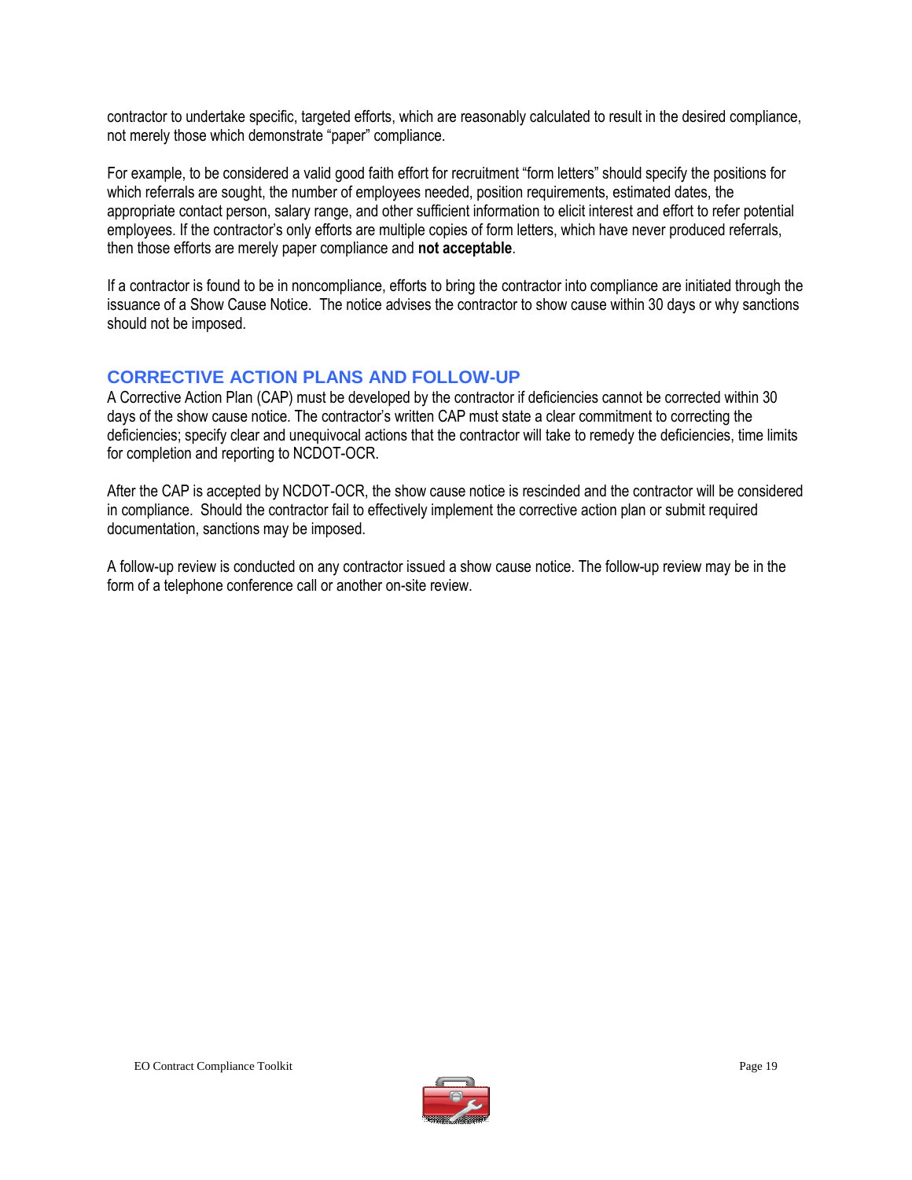contractor to undertake specific, targeted efforts, which are reasonably calculated to result in the desired compliance, not merely those which demonstrate "paper" compliance.

For example, to be considered a valid good faith effort for recruitment "form letters" should specify the positions for which referrals are sought, the number of employees needed, position requirements, estimated dates, the appropriate contact person, salary range, and other sufficient information to elicit interest and effort to refer potential employees. If the contractor's only efforts are multiple copies of form letters, which have never produced referrals, then those efforts are merely paper compliance and **not acceptable**.

If a contractor is found to be in noncompliance, efforts to bring the contractor into compliance are initiated through the issuance of a Show Cause Notice. The notice advises the contractor to show cause within 30 days or why sanctions should not be imposed.

## CORRECTIVE ACTION PLANS AND FOLLOW-UP

A Corrective Action Plan (CAP) must be developed by the contractor if deficiencies cannot be corrected within 30 days of the show cause notice. The contractor's written CAP must state a clear commitment to correcting the deficiencies; specify clear and unequivocal actions that the contractor will take to remedy the deficiencies, time limits for completion and reporting to NCDOT-OCR.

After the CAP is accepted by NCDOT-OCR, the show cause notice is rescinded and the contractor will be considered in compliance. Should the contractor fail to effectively implement the corrective action plan or submit required documentation, sanctions may be imposed.

A follow-up review is conducted on any contractor issued a show cause notice. The follow-up review may be in the form of a telephone conference call or another on-site review.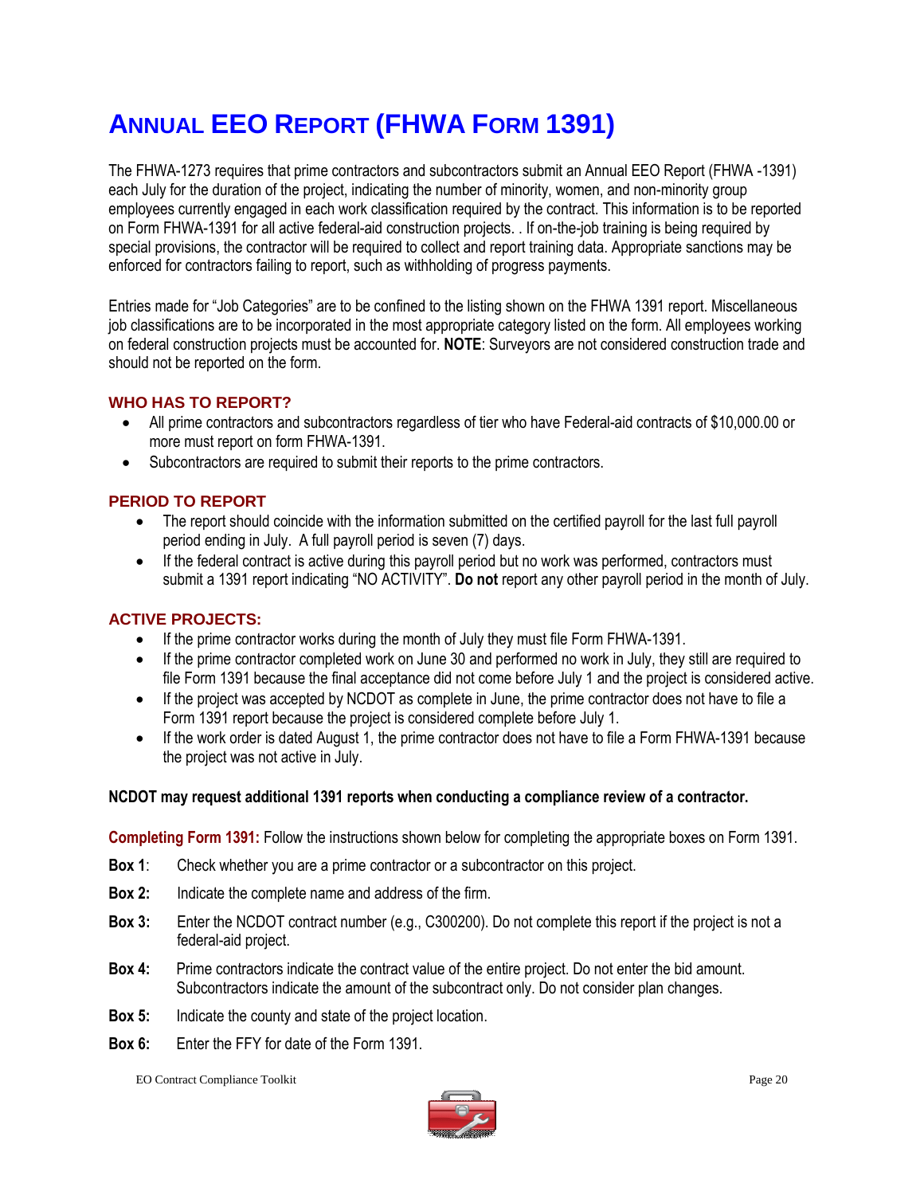# Annual EEO Report (FHWA Form 1391)

The FHWA-1273 requires that prime contractors and subcontractors submit an Annual EEO Report (FHWA -1391) each July for the duration of the project, indicating the number of minority, women, and non-minority group employees currently engaged in each work classification required by the contract. This information is to be reported on Form FHWA-1391 for all active federal-aid construction projects. . If on-the-job training is being required by special provisions, the contractor will be required to collect and report training data. Appropriate sanctions may be enforced for contractors failing to report, such as withholding of progress payments.

Entries made for "Job Categories" are to be confined to the listing shown on the FHWA 1391 report. Miscellaneous job classifications are to be incorporated in the most appropriate category listed on the form. All employees working on federal construction projects must be accounted for. **NOTE**: Surveyors are not considered construction trade and should not be reported on the form.

## WHO HAS TO REPORT?

- All prime contractors and subcontractors regardless of tier who have Federal-aid contracts of $10,000.00 or more must report on form FHWA-1391.
- Subcontractors are required to submit their reports to the prime contractors.

## PERIOD TO REPORT

- The report should coincide with the information submitted on the certified payroll for the last full payroll period ending in July. A full payroll period is seven (7) days.
- If the federal contract is active during this payroll period but no work was performed, contractors must submit a 1391 report indicating "NO ACTIVITY". **Do not** report any other payroll period in the month of July.

## ACTIVE PROJECTS:

- If the prime contractor works during the month of July they must file Form FHWA-1391.
- If the prime contractor completed work on June 30 and performed no work in July, they still are required to file Form 1391 because the final acceptance did not come before July 1 and the project is considered active.
- If the project was accepted by NCDOT as complete in June, the prime contractor does not have to file a Form 1391 report because the project is considered complete before July 1.
- If the work order is dated August 1, the prime contractor does not have to file a Form FHWA-1391 because the project was not active in July.

**NCDOT may request additional 1391 reports when conducting a compliance review of a contractor.**

**Completing Form 1391:** Follow the instructions shown below for completing the appropriate boxes on Form 1391.

**Box 1**: Check whether you are a prime contractor or a subcontractor on this project.

**Box 2:** Indicate the complete name and address of the firm.

**Box 3:** Enter the NCDOT contract number (e.g., C300200). Do not complete this report if the project is not a federal-aid project.

**Box 4:** Prime contractors indicate the contract value of the entire project. Do not enter the bid amount. Subcontractors indicate the amount of the subcontract only. Do not consider plan changes.

**Box 5:** Indicate the county and state of the project location.

**Box 6:** Enter the FFY for date of the Form 1391.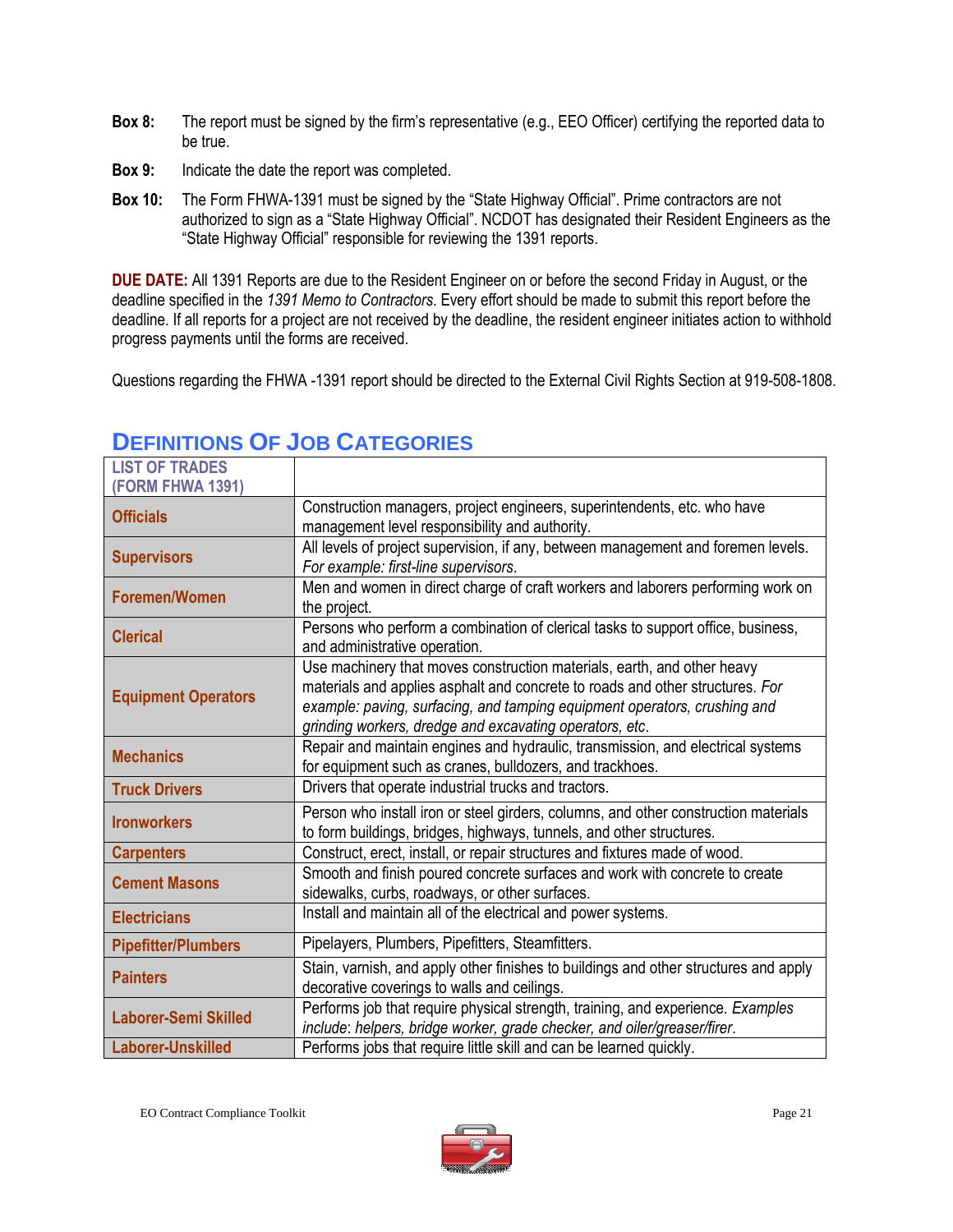**Box 8:** The report must be signed by the firm's representative (e.g., EEO Officer) certifying the reported data to be true.

**Box 9:** Indicate the date the report was completed.

**Box 10:** The Form FHWA-1391 must be signed by the "State Highway Official". Prime contractors are not authorized to sign as a "State Highway Official". NCDOT has designated their Resident Engineers as the "State Highway Official" responsible for reviewing the 1391 reports.

**DUE DATE:** All 1391 Reports are due to the Resident Engineer on or before the second Friday in August, or the deadline specified in the *1391 Memo to Contractors*. Every effort should be made to submit this report before the deadline. If all reports for a project are not received by the deadline, the resident engineer initiates action to withhold progress payments until the forms are received.

Questions regarding the FHWA -1391 report should be directed to the External Civil Rights Section at 919-508-1808.

## Definitions Of Job Categories

| LIST OF TRADES (FORM FHWA 1391) | |
|---|---|
| **Officials** | Construction managers, project engineers, superintendents, etc. who have management level responsibility and authority. |
| **Supervisors** | All levels of project supervision, if any, between management and foremen levels. *For example: first-line supervisors*. |
| **Foremen/Women** | Men and women in direct charge of craft workers and laborers performing work on the project. |
| **Clerical** | Persons who perform a combination of clerical tasks to support office, business, and administrative operation. |
| **Equipment Operators** | Use machinery that moves construction materials, earth, and other heavy materials and applies asphalt and concrete to roads and other structures. *For example: paving, surfacing, and tamping equipment operators, crushing and grinding workers, dredge and excavating operators, etc*. |
| **Mechanics** | Repair and maintain engines and hydraulic, transmission, and electrical systems for equipment such as cranes, bulldozers, and trackhoes. |
| **Truck Drivers** | Drivers that operate industrial trucks and tractors. |
| **Ironworkers** | Person who install iron or steel girders, columns, and other construction materials to form buildings, bridges, highways, tunnels, and other structures. |
| **Carpenters** | Construct, erect, install, or repair structures and fixtures made of wood. |
| **Cement Masons** | Smooth and finish poured concrete surfaces and work with concrete to create sidewalks, curbs, roadways, or other surfaces. |
| **Electricians** | Install and maintain all of the electrical and power systems. |
| **Pipefitter/Plumbers** | Pipelayers, Plumbers, Pipefitters, Steamfitters. |
| **Painters** | Stain, varnish, and apply other finishes to buildings and other structures and apply decorative coverings to walls and ceilings. |
| **Laborer-Semi Skilled** | Performs job that require physical strength, training, and experience. *Examples include: helpers, bridge worker, grade checker, and oiler/greaser/firer*. |
| **Laborer-Unskilled** | Performs jobs that require little skill and can be learned quickly. |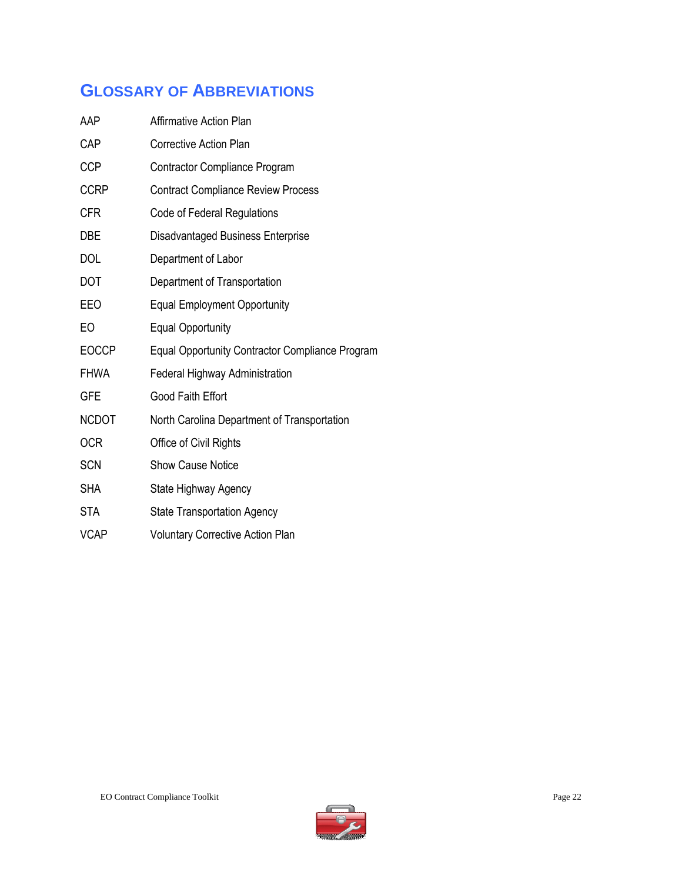## Glossary of Abbreviations

| | |
|---|---|
| AAP | Affirmative Action Plan |
| CAP | Corrective Action Plan |
| CCP | Contractor Compliance Program |
| CCRP | Contract Compliance Review Process |
| CFR | Code of Federal Regulations |
| DBE | Disadvantaged Business Enterprise |
| DOL | Department of Labor |
| DOT | Department of Transportation |
| EEO | Equal Employment Opportunity |
| EO | Equal Opportunity |
| EOCCP | Equal Opportunity Contractor Compliance Program |
| FHWA | Federal Highway Administration |
| GFE | Good Faith Effort |
| NCDOT | North Carolina Department of Transportation |
| OCR | Office of Civil Rights |
| SCN | Show Cause Notice |
| SHA | State Highway Agency |
| STA | State Transportation Agency |
| VCAP | Voluntary Corrective Action Plan |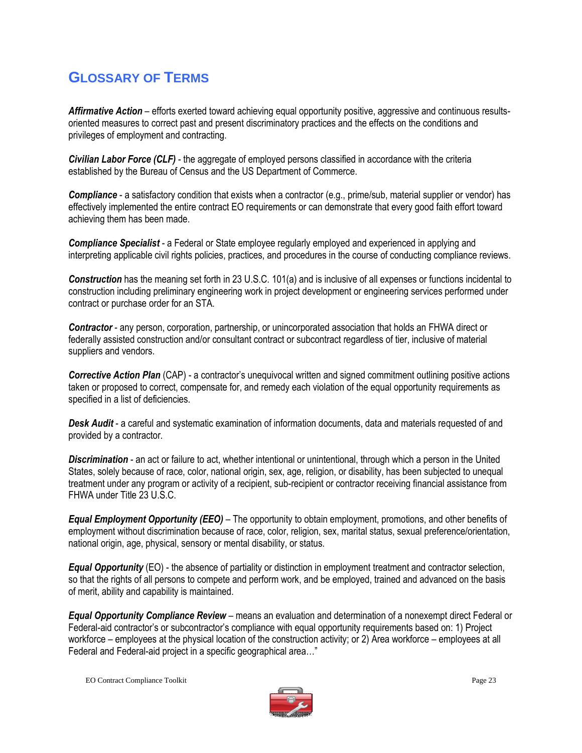## GLOSSARY OF TERMS

***Affirmative Action*** – efforts exerted toward achieving equal opportunity positive, aggressive and continuous results-oriented measures to correct past and present discriminatory practices and the effects on the conditions and privileges of employment and contracting.

***Civilian Labor Force (CLF)*** - the aggregate of employed persons classified in accordance with the criteria established by the Bureau of Census and the US Department of Commerce.

***Compliance*** - a satisfactory condition that exists when a contractor (e.g., prime/sub, material supplier or vendor) has effectively implemented the entire contract EO requirements or can demonstrate that every good faith effort toward achieving them has been made.

***Compliance Specialist*** - a Federal or State employee regularly employed and experienced in applying and interpreting applicable civil rights policies, practices, and procedures in the course of conducting compliance reviews.

***Construction*** has the meaning set forth in 23 U.S.C. 101(a) and is inclusive of all expenses or functions incidental to construction including preliminary engineering work in project development or engineering services performed under contract or purchase order for an STA.

***Contractor*** - any person, corporation, partnership, or unincorporated association that holds an FHWA direct or federally assisted construction and/or consultant contract or subcontract regardless of tier, inclusive of material suppliers and vendors.

***Corrective Action Plan*** (CAP) - a contractor's unequivocal written and signed commitment outlining positive actions taken or proposed to correct, compensate for, and remedy each violation of the equal opportunity requirements as specified in a list of deficiencies.

***Desk Audit*** - a careful and systematic examination of information documents, data and materials requested of and provided by a contractor.

***Discrimination*** - an act or failure to act, whether intentional or unintentional, through which a person in the United States, solely because of race, color, national origin, sex, age, religion, or disability, has been subjected to unequal treatment under any program or activity of a recipient, sub-recipient or contractor receiving financial assistance from FHWA under Title 23 U.S.C.

***Equal Employment Opportunity (EEO)*** – The opportunity to obtain employment, promotions, and other benefits of employment without discrimination because of race, color, religion, sex, marital status, sexual preference/orientation, national origin, age, physical, sensory or mental disability, or status.

***Equal Opportunity*** (EO) - the absence of partiality or distinction in employment treatment and contractor selection, so that the rights of all persons to compete and perform work, and be employed, trained and advanced on the basis of merit, ability and capability is maintained.

***Equal Opportunity Compliance Review*** – means an evaluation and determination of a nonexempt direct Federal or Federal-aid contractor's or subcontractor's compliance with equal opportunity requirements based on: 1) Project workforce – employees at the physical location of the construction activity; or 2) Area workforce – employees at all Federal and Federal-aid project in a specific geographical area…"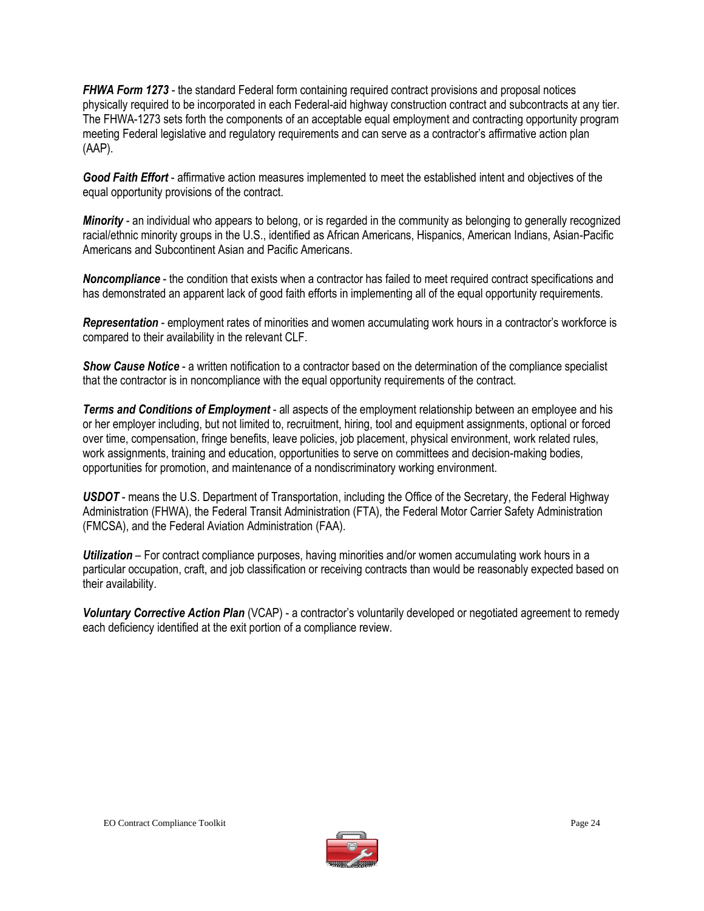***FHWA Form 1273*** - the standard Federal form containing required contract provisions and proposal notices physically required to be incorporated in each Federal-aid highway construction contract and subcontracts at any tier. The FHWA-1273 sets forth the components of an acceptable equal employment and contracting opportunity program meeting Federal legislative and regulatory requirements and can serve as a contractor's affirmative action plan (AAP).

***Good Faith Effort*** - affirmative action measures implemented to meet the established intent and objectives of the equal opportunity provisions of the contract.

***Minority*** - an individual who appears to belong, or is regarded in the community as belonging to generally recognized racial/ethnic minority groups in the U.S., identified as African Americans, Hispanics, American Indians, Asian-Pacific Americans and Subcontinent Asian and Pacific Americans.

***Noncompliance*** - the condition that exists when a contractor has failed to meet required contract specifications and has demonstrated an apparent lack of good faith efforts in implementing all of the equal opportunity requirements.

***Representation*** - employment rates of minorities and women accumulating work hours in a contractor's workforce is compared to their availability in the relevant CLF.

***Show Cause Notice*** - a written notification to a contractor based on the determination of the compliance specialist that the contractor is in noncompliance with the equal opportunity requirements of the contract.

***Terms and Conditions of Employment*** - all aspects of the employment relationship between an employee and his or her employer including, but not limited to, recruitment, hiring, tool and equipment assignments, optional or forced over time, compensation, fringe benefits, leave policies, job placement, physical environment, work related rules, work assignments, training and education, opportunities to serve on committees and decision-making bodies, opportunities for promotion, and maintenance of a nondiscriminatory working environment.

***USDOT*** - means the U.S. Department of Transportation, including the Office of the Secretary, the Federal Highway Administration (FHWA), the Federal Transit Administration (FTA), the Federal Motor Carrier Safety Administration (FMCSA), and the Federal Aviation Administration (FAA).

***Utilization*** – For contract compliance purposes, having minorities and/or women accumulating work hours in a particular occupation, craft, and job classification or receiving contracts than would be reasonably expected based on their availability.

***Voluntary Corrective Action Plan*** (VCAP) - a contractor's voluntarily developed or negotiated agreement to remedy each deficiency identified at the exit portion of a compliance review.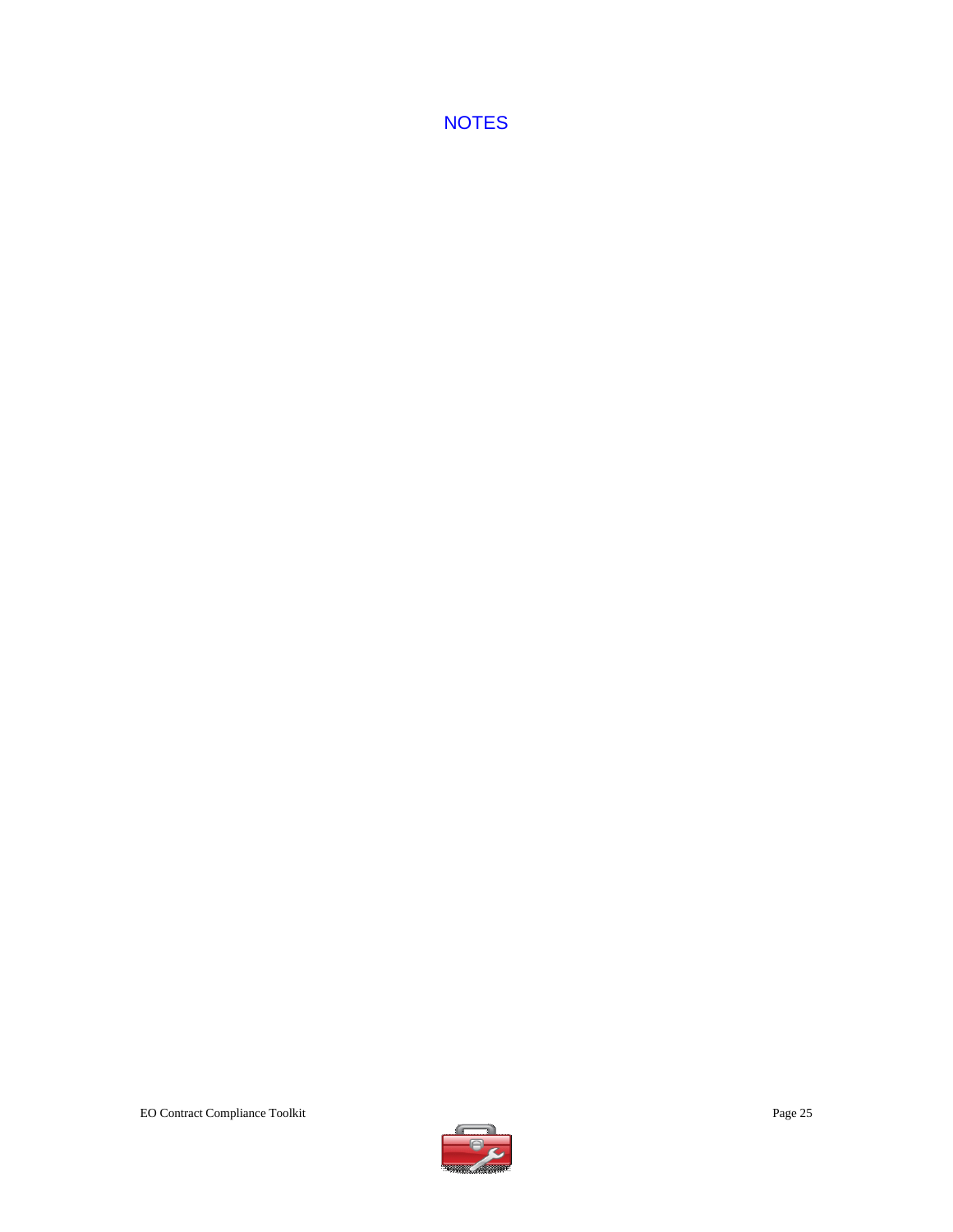# NOTES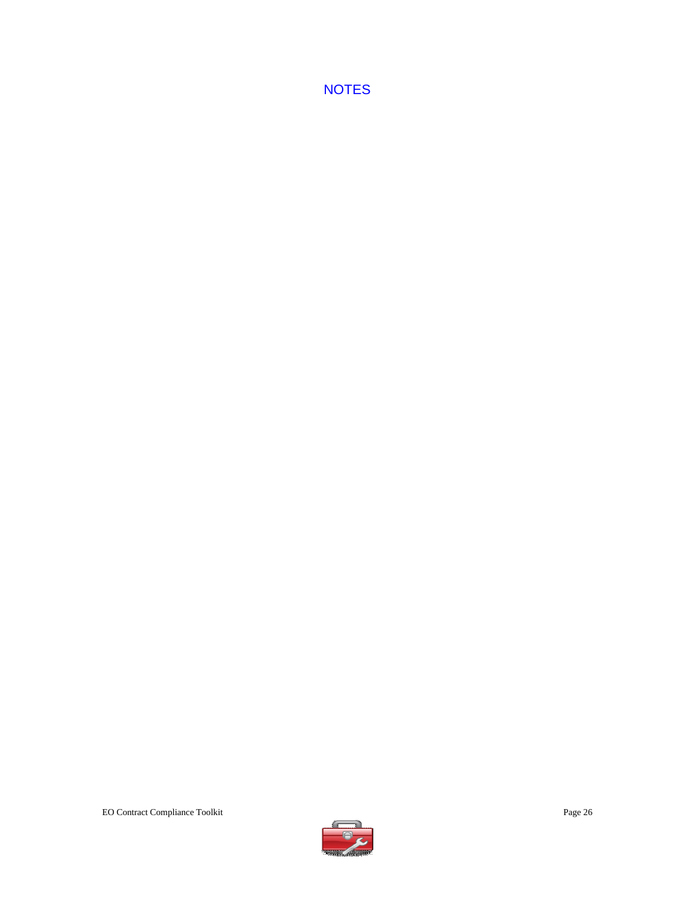# NOTES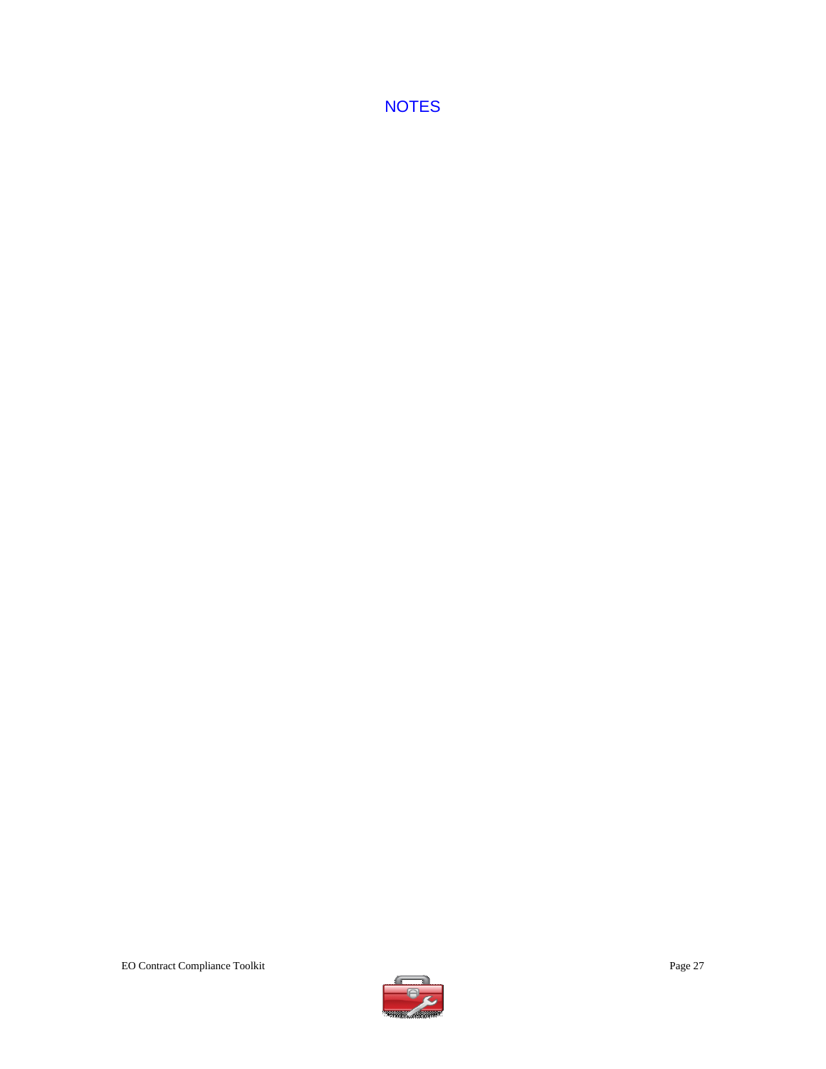# NOTES